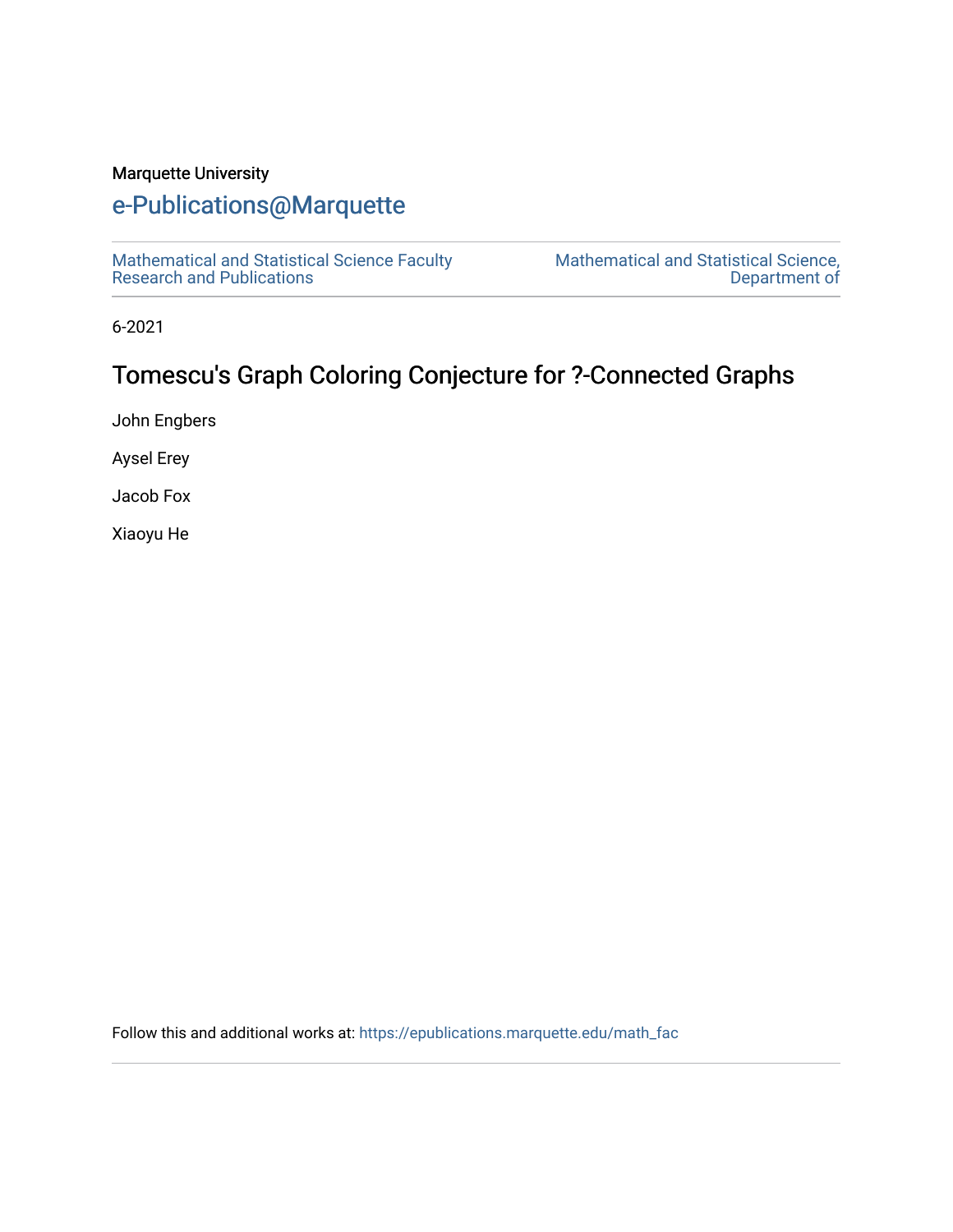Marquette University

# e-Publications@Marquette

Mathematical and Statistical Science Faculty Research and Publications

Mathematical and Statistical Science, Department of

6-2021

# Tomescu's Graph Coloring Conjecture for ?-Connected Graphs

John Engbers

Aysel Erey

Jacob Fox

Xiaoyu He

Follow this and additional works at: https://epublications.marquette.edu/math_fac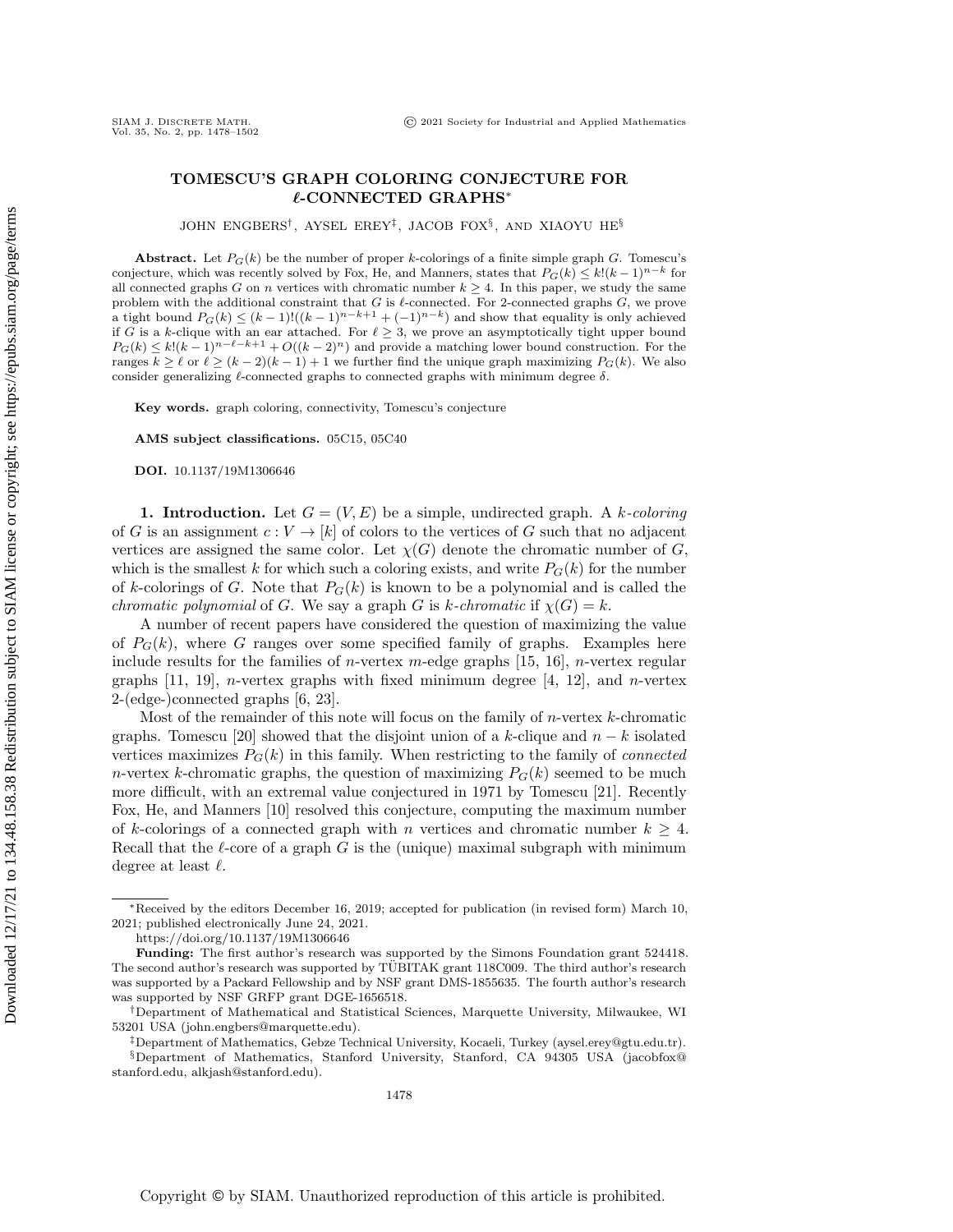# TOMESCU'S GRAPH COLORING CONJECTURE FOR $\ell$-CONNECTED GRAPHS*

JOHN ENGBERS[†], AYSEL EREY[‡], JACOB FOX[§], AND XIAOYU HE[§]

**Abstract.** Let $P_G(k)$ be the number of proper $k$-colorings of a finite simple graph $G$. Tomescu's conjecture, which was recently solved by Fox, He, and Manners, states that $P_G(k) \leq k!(k-1)^{n-k}$ for all connected graphs $G$ on $n$ vertices with chromatic number $k \geq 4$. In this paper, we study the same problem with the additional constraint that $G$ is $\ell$-connected. For 2-connected graphs $G$, we prove a tight bound $P_G(k) \leq (k-1)!((k-1)^{n-k+1} + (-1)^{n-k})$ and show that equality is only achieved if $G$ is a $k$-clique with an ear attached. For $\ell \geq 3$, we prove an asymptotically tight upper bound $P_G(k) \leq k!(k-1)^{n-\ell-k+1} + O((k-2)^n)$ and provide a matching lower bound construction. For the ranges $k \geq \ell$ or $\ell \geq (k-2)(k-1)+1$ we further find the unique graph maximizing $P_G(k)$. We also consider generalizing $\ell$-connected graphs to connected graphs with minimum degree $\delta$.

**Key words.** graph coloring, connectivity, Tomescu's conjecture

**AMS subject classifications.** 05C15, 05C40

**DOI.** 10.1137/19M1306646

## 1. Introduction.

Let $G = (V, E)$ be a simple, undirected graph. A *$k$-coloring* of $G$ is an assignment $c : V \to [k]$ of colors to the vertices of $G$ such that no adjacent vertices are assigned the same color. Let $\chi(G)$ denote the chromatic number of $G$, which is the smallest $k$ for which such a coloring exists, and write $P_G(k)$ for the number of $k$-colorings of $G$. Note that $P_G(k)$ is known to be a polynomial and is called the *chromatic polynomial* of $G$. We say a graph $G$ is *$k$-chromatic* if $\chi(G) = k$.

A number of recent papers have considered the question of maximizing the value of $P_G(k)$, where $G$ ranges over some specified family of graphs. Examples here include results for the families of $n$-vertex $m$-edge graphs [15, 16], $n$-vertex regular graphs [11, 19], $n$-vertex graphs with fixed minimum degree [4, 12], and $n$-vertex 2-(edge-)connected graphs [6, 23].

Most of the remainder of this note will focus on the family of $n$-vertex $k$-chromatic graphs. Tomescu [20] showed that the disjoint union of a $k$-clique and $n-k$ isolated vertices maximizes $P_G(k)$ in this family. When restricting to the family of *connected* $n$-vertex $k$-chromatic graphs, the question of maximizing $P_G(k)$ seemed to be much more difficult, with an extremal value conjectured in 1971 by Tomescu [21]. Recently Fox, He, and Manners [10] resolved this conjecture, computing the maximum number of $k$-colorings of a connected graph with $n$ vertices and chromatic number $k \geq 4$. Recall that the $\ell$-core of a graph $G$ is the (unique) maximal subgraph with minimum degree at least $\ell$.

---

*Received by the editors December 16, 2019; accepted for publication (in revised form) March 10, 2021; published electronically June 24, 2021.
https://doi.org/10.1137/19M1306646

**Funding:** The first author's research was supported by the Simons Foundation grant 524418. The second author's research was supported by TÜBITAK grant 118C009. The third author's research was supported by a Packard Fellowship and by NSF grant DMS-1855635. The fourth author's research was supported by NSF GRFP grant DGE-1656518.

[†]Department of Mathematical and Statistical Sciences, Marquette University, Milwaukee, WI 53201 USA (john.engbers@marquette.edu).

[‡]Department of Mathematics, Gebze Technical University, Kocaeli, Turkey (aysel.erey@gtu.edu.tr).

[§]Department of Mathematics, Stanford University, Stanford, CA 94305 USA (jacobfox@stanford.edu, alkjash@stanford.edu).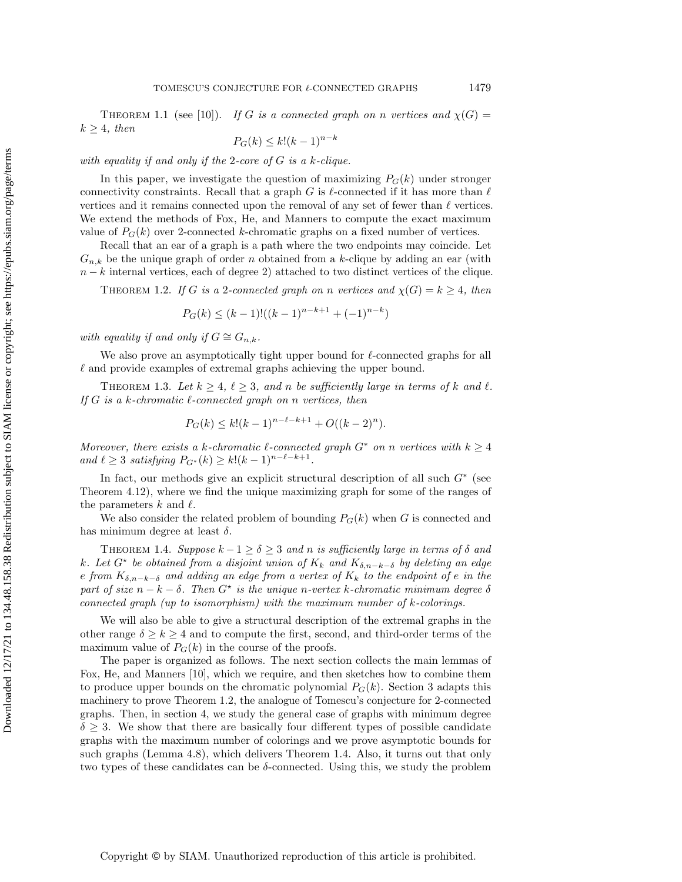THEOREM 1.1 (see [10]). *If $G$ is a connected graph on $n$ vertices and $\chi(G) = k \geq 4$, then*

$$P_G(k) \leq k!(k-1)^{n-k}$$

*with equality if and only if the 2-core of $G$ is a $k$-clique.*

In this paper, we investigate the question of maximizing $P_G(k)$ under stronger connectivity constraints. Recall that a graph $G$ is $\ell$-connected if it has more than $\ell$ vertices and it remains connected upon the removal of any set of fewer than $\ell$ vertices. We extend the methods of Fox, He, and Manners to compute the exact maximum value of $P_G(k)$ over 2-connected $k$-chromatic graphs on a fixed number of vertices.

Recall that an ear of a graph is a path where the two endpoints may coincide. Let $G_{n,k}$ be the unique graph of order $n$ obtained from a $k$-clique by adding an ear (with $n-k$ internal vertices, each of degree 2) attached to two distinct vertices of the clique.

THEOREM 1.2. *If $G$ is a 2-connected graph on $n$ vertices and $\chi(G) = k \geq 4$, then*

$$P_G(k) \leq (k-1)!((k-1)^{n-k+1} + (-1)^{n-k})$$

*with equality if and only if $G \cong G_{n,k}$.*

We also prove an asymptotically tight upper bound for $\ell$-connected graphs for all $\ell$ and provide examples of extremal graphs achieving the upper bound.

THEOREM 1.3. *Let $k \geq 4$, $\ell \geq 3$, and $n$ be sufficiently large in terms of $k$ and $\ell$. If $G$ is a $k$-chromatic $\ell$-connected graph on $n$ vertices, then*

$$P_G(k) \leq k!(k-1)^{n-\ell-k+1} + O((k-2)^n).$$

*Moreover, there exists a $k$-chromatic $\ell$-connected graph $G^*$ on $n$ vertices with $k \geq 4$ and $\ell \geq 3$ satisfying $P_{G^*}(k) \geq k!(k-1)^{n-\ell-k+1}$.*

In fact, our methods give an explicit structural description of all such $G^*$ (see Theorem 4.12), where we find the unique maximizing graph for some of the ranges of the parameters $k$ and $\ell$.

We also consider the related problem of bounding $P_G(k)$ when $G$ is connected and has minimum degree at least $\delta$.

THEOREM 1.4. *Suppose $k-1 \geq \delta \geq 3$ and $n$ is sufficiently large in terms of $\delta$ and $k$. Let $G^\star$ be obtained from a disjoint union of $K_k$ and $K_{\delta,n-k-\delta}$ by deleting an edge $e$ from $K_{\delta,n-k-\delta}$ and adding an edge from a vertex of $K_k$ to the endpoint of $e$ in the part of size $n-k-\delta$. Then $G^\star$ is the unique $n$-vertex $k$-chromatic minimum degree $\delta$ connected graph (up to isomorphism) with the maximum number of $k$-colorings.*

We will also be able to give a structural description of the extremal graphs in the other range $\delta \geq k \geq 4$ and to compute the first, second, and third-order terms of the maximum value of $P_G(k)$ in the course of the proofs.

The paper is organized as follows. The next section collects the main lemmas of Fox, He, and Manners [10], which we require, and then sketches how to combine them to produce upper bounds on the chromatic polynomial $P_G(k)$. Section 3 adapts this machinery to prove Theorem 1.2, the analogue of Tomescu's conjecture for 2-connected graphs. Then, in section 4, we study the general case of graphs with minimum degree $\delta \geq 3$. We show that there are basically four different types of possible candidate graphs with the maximum number of colorings and we prove asymptotic bounds for such graphs (Lemma 4.8), which delivers Theorem 1.4. Also, it turns out that only two types of these candidates can be $\delta$-connected. Using this, we study the problem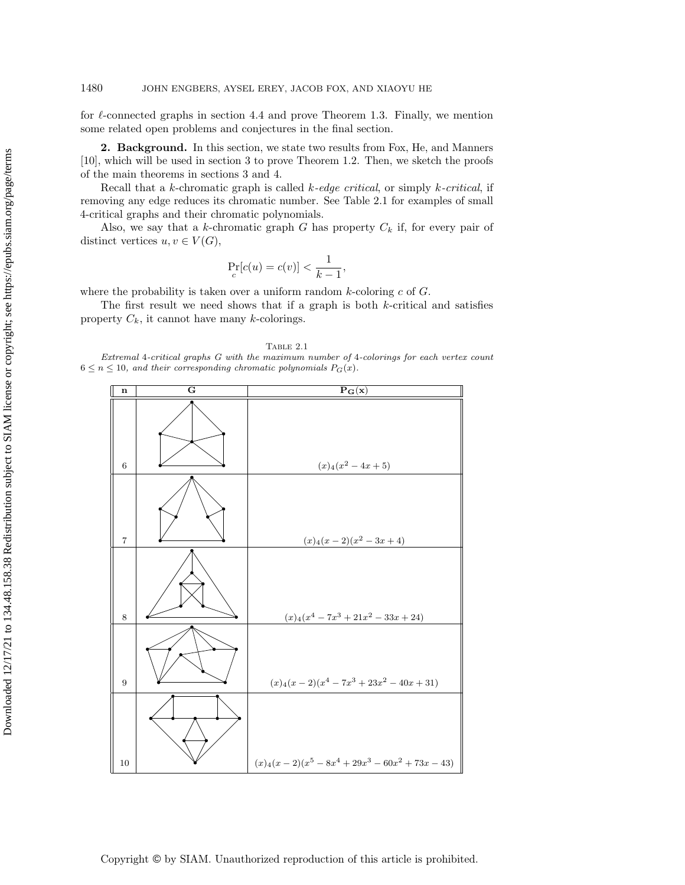for $\ell$-connected graphs in section 4.4 and prove Theorem 1.3. Finally, we mention some related open problems and conjectures in the final section.

## 2. Background.

In this section, we state two results from Fox, He, and Manners [10], which will be used in section 3 to prove Theorem 1.2. Then, we sketch the proofs of the main theorems in sections 3 and 4.

Recall that a $k$-chromatic graph is called *$k$-edge critical*, or simply *$k$-critical*, if removing any edge reduces its chromatic number. See Table 2.1 for examples of small 4-critical graphs and their chromatic polynomials.

Also, we say that a $k$-chromatic graph $G$ has property $C_k$ if, for every pair of distinct vertices $u, v \in V(G)$,

$$\Pr_c[c(u) = c(v)] < \frac{1}{k-1},$$

where the probability is taken over a uniform random $k$-coloring $c$ of $G$.

The first result we need shows that if a graph is both $k$-critical and satisfies property $C_k$, it cannot have many $k$-colorings.

Table 2.1

*Extremal 4-critical graphs $G$ with the maximum number of 4-colorings for each vertex count $6 \leq n \leq 10$, and their corresponding chromatic polynomials $P_G(x)$.*

| n | G | $P_G(x)$ |
|---|---|---|
| 6 | | $(x)_4(x^2 - 4x + 5)$ |
| 7 | | $(x)_4(x-2)(x^2 - 3x + 4)$ |
| 8 | | $(x)_4(x^4 - 7x^3 + 21x^2 - 33x + 24)$ |
| 9 | | $(x)_4(x-2)(x^4 - 7x^3 + 23x^2 - 40x + 31)$ |
| 10 | | $(x)_4(x-2)(x^5 - 8x^4 + 29x^3 - 60x^2 + 73x - 43)$ |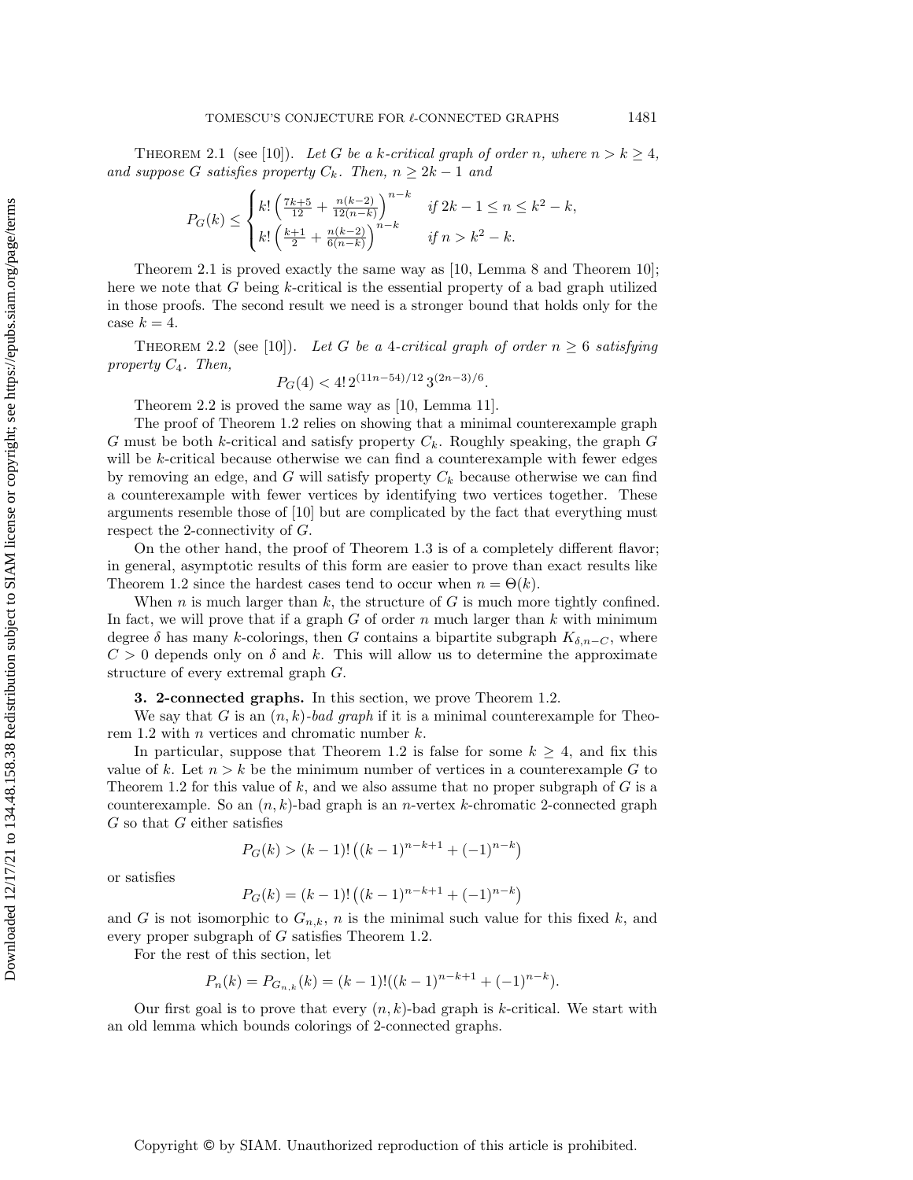Theorem 2.1 (see [10]). *Let $G$ be a $k$-critical graph of order $n$, where $n > k \geq 4$, and suppose $G$ satisfies property $C_k$. Then, $n \geq 2k - 1$ and*

$$P_G(k) \leq \begin{cases} k! \left( \frac{7k+5}{12} + \frac{n(k-2)}{12(n-k)} \right)^{n-k} & \text{if } 2k-1 \leq n \leq k^2 - k, \\ k! \left( \frac{k+1}{2} + \frac{n(k-2)}{6(n-k)} \right)^{n-k} & \text{if } n > k^2 - k. \end{cases}$$

Theorem 2.1 is proved exactly the same way as [10, Lemma 8 and Theorem 10]; here we note that $G$ being $k$-critical is the essential property of a bad graph utilized in those proofs. The second result we need is a stronger bound that holds only for the case $k = 4$.

Theorem 2.2 (see [10]). *Let $G$ be a 4-critical graph of order $n \geq 6$ satisfying property $C_4$. Then,*

$$P_G(4) < 4!\, 2^{(11n-54)/12}\, 3^{(2n-3)/6}.$$

Theorem 2.2 is proved the same way as [10, Lemma 11].

The proof of Theorem 1.2 relies on showing that a minimal counterexample graph $G$ must be both $k$-critical and satisfy property $C_k$. Roughly speaking, the graph $G$ will be $k$-critical because otherwise we can find a counterexample with fewer edges by removing an edge, and $G$ will satisfy property $C_k$ because otherwise we can find a counterexample with fewer vertices by identifying two vertices together. These arguments resemble those of [10] but are complicated by the fact that everything must respect the 2-connectivity of $G$.

On the other hand, the proof of Theorem 1.3 is of a completely different flavor; in general, asymptotic results of this form are easier to prove than exact results like Theorem 1.2 since the hardest cases tend to occur when $n = \Theta(k)$.

When $n$ is much larger than $k$, the structure of $G$ is much more tightly confined. In fact, we will prove that if a graph $G$ of order $n$ much larger than $k$ with minimum degree $\delta$ has many $k$-colorings, then $G$ contains a bipartite subgraph $K_{\delta, n-C}$, where $C > 0$ depends only on $\delta$ and $k$. This will allow us to determine the approximate structure of every extremal graph $G$.

## 3. 2-connected graphs.

In this section, we prove Theorem 1.2.

We say that $G$ is an *$(n, k)$-bad graph* if it is a minimal counterexample for Theorem 1.2 with $n$ vertices and chromatic number $k$.

In particular, suppose that Theorem 1.2 is false for some $k \geq 4$, and fix this value of $k$. Let $n > k$ be the minimum number of vertices in a counterexample $G$ to Theorem 1.2 for this value of $k$, and we also assume that no proper subgraph of $G$ is a counterexample. So an $(n, k)$-bad graph is an $n$-vertex $k$-chromatic 2-connected graph $G$ so that $G$ either satisfies

$$P_G(k) > (k-1)! \left( (k-1)^{n-k+1} + (-1)^{n-k} \right)$$

or satisfies

$$P_G(k) = (k-1)! \left( (k-1)^{n-k+1} + (-1)^{n-k} \right)$$

and $G$ is not isomorphic to $G_{n,k}$, $n$ is the minimal such value for this fixed $k$, and every proper subgraph of $G$ satisfies Theorem 1.2.

For the rest of this section, let

$$P_n(k) = P_{G_{n,k}}(k) = (k-1)!((k-1)^{n-k+1} + (-1)^{n-k}).$$

Our first goal is to prove that every $(n, k)$-bad graph is $k$-critical. We start with an old lemma which bounds colorings of 2-connected graphs.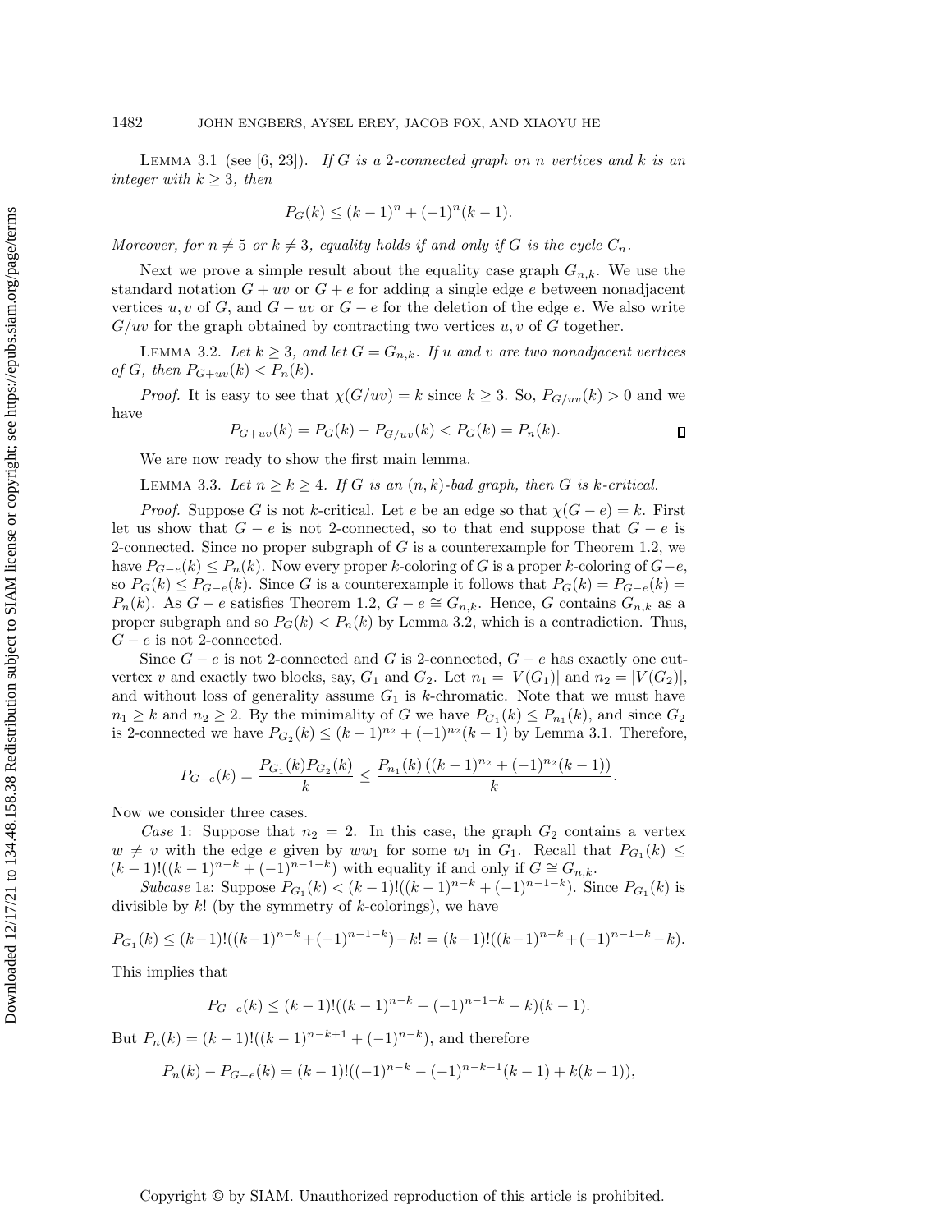LEMMA 3.1 (see [6, 23]). *If $G$ is a 2-connected graph on $n$ vertices and $k$ is an integer with $k \geq 3$, then*

$$P_G(k) \leq (k-1)^n + (-1)^n(k-1).$$

*Moreover, for $n \neq 5$ or $k \neq 3$, equality holds if and only if $G$ is the cycle $C_n$.*

Next we prove a simple result about the equality case graph $G_{n,k}$. We use the standard notation $G + uv$ or $G + e$ for adding a single edge $e$ between nonadjacent vertices $u, v$ of $G$, and $G - uv$ or $G - e$ for the deletion of the edge $e$. We also write $G/uv$ for the graph obtained by contracting two vertices $u, v$ of $G$ together.

LEMMA 3.2. *Let $k \geq 3$, and let $G = G_{n,k}$. If $u$ and $v$ are two nonadjacent vertices of $G$, then $P_{G+uv}(k) < P_n(k)$.*

*Proof.* It is easy to see that $\chi(G/uv) = k$ since $k \geq 3$. So, $P_{G/uv}(k) > 0$ and we have

$$P_{G+uv}(k) = P_G(k) - P_{G/uv}(k) < P_G(k) = P_n(k). \qquad \square$$

We are now ready to show the first main lemma.

LEMMA 3.3. *Let $n \geq k \geq 4$. If $G$ is an $(n,k)$-bad graph, then $G$ is $k$-critical.*

*Proof.* Suppose $G$ is not $k$-critical. Let $e$ be an edge so that $\chi(G - e) = k$. First let us show that $G - e$ is not 2-connected, so to that end suppose that $G - e$ is 2-connected. Since no proper subgraph of $G$ is a counterexample for Theorem 1.2, we have $P_{G-e}(k) \leq P_n(k)$. Now every proper $k$-coloring of $G$ is a proper $k$-coloring of $G - e$, so $P_G(k) \leq P_{G-e}(k)$. Since $G$ is a counterexample it follows that $P_G(k) = P_{G-e}(k) = P_n(k)$. As $G - e$ satisfies Theorem 1.2, $G - e \cong G_{n,k}$. Hence, $G$ contains $G_{n,k}$ as a proper subgraph and so $P_G(k) < P_n(k)$ by Lemma 3.2, which is a contradiction. Thus, $G - e$ is not 2-connected.

Since $G - e$ is not 2-connected and $G$ is 2-connected, $G - e$ has exactly one cut-vertex $v$ and exactly two blocks, say, $G_1$ and $G_2$. Let $n_1 = |V(G_1)|$ and $n_2 = |V(G_2)|$, and without loss of generality assume $G_1$ is $k$-chromatic. Note that we must have $n_1 \geq k$ and $n_2 \geq 2$. By the minimality of $G$ we have $P_{G_1}(k) \leq P_{n_1}(k)$, and since $G_2$ is 2-connected we have $P_{G_2}(k) \leq (k-1)^{n_2} + (-1)^{n_2}(k-1)$ by Lemma 3.1. Therefore,

$$P_{G-e}(k) = \frac{P_{G_1}(k)P_{G_2}(k)}{k} \leq \frac{P_{n_1}(k)\left((k-1)^{n_2} + (-1)^{n_2}(k-1)\right)}{k}.$$

Now we consider three cases.

*Case* 1: Suppose that $n_2 = 2$. In this case, the graph $G_2$ contains a vertex $w \neq v$ with the edge $e$ given by $ww_1$ for some $w_1$ in $G_1$. Recall that $P_{G_1}(k) \leq (k-1)!((k-1)^{n-k} + (-1)^{n-1-k})$ with equality if and only if $G \cong G_{n,k}$.

*Subcase* 1a: Suppose $P_{G_1}(k) < (k-1)!((k-1)^{n-k} + (-1)^{n-1-k})$. Since $P_{G_1}(k)$ is divisible by $k!$ (by the symmetry of $k$-colorings), we have

$$P_{G_1}(k) \leq (k-1)!((k-1)^{n-k} + (-1)^{n-1-k}) - k! = (k-1)!((k-1)^{n-k} + (-1)^{n-1-k} - k).$$

This implies that

$$P_{G-e}(k) \leq (k-1)!((k-1)^{n-k} + (-1)^{n-1-k} - k)(k-1).$$

But $P_n(k) = (k-1)!((k-1)^{n-k+1} + (-1)^{n-k})$, and therefore

$$P_n(k) - P_{G-e}(k) = (k-1)!((-1)^{n-k} - (-1)^{n-k-1}(k-1) + k(k-1)),$$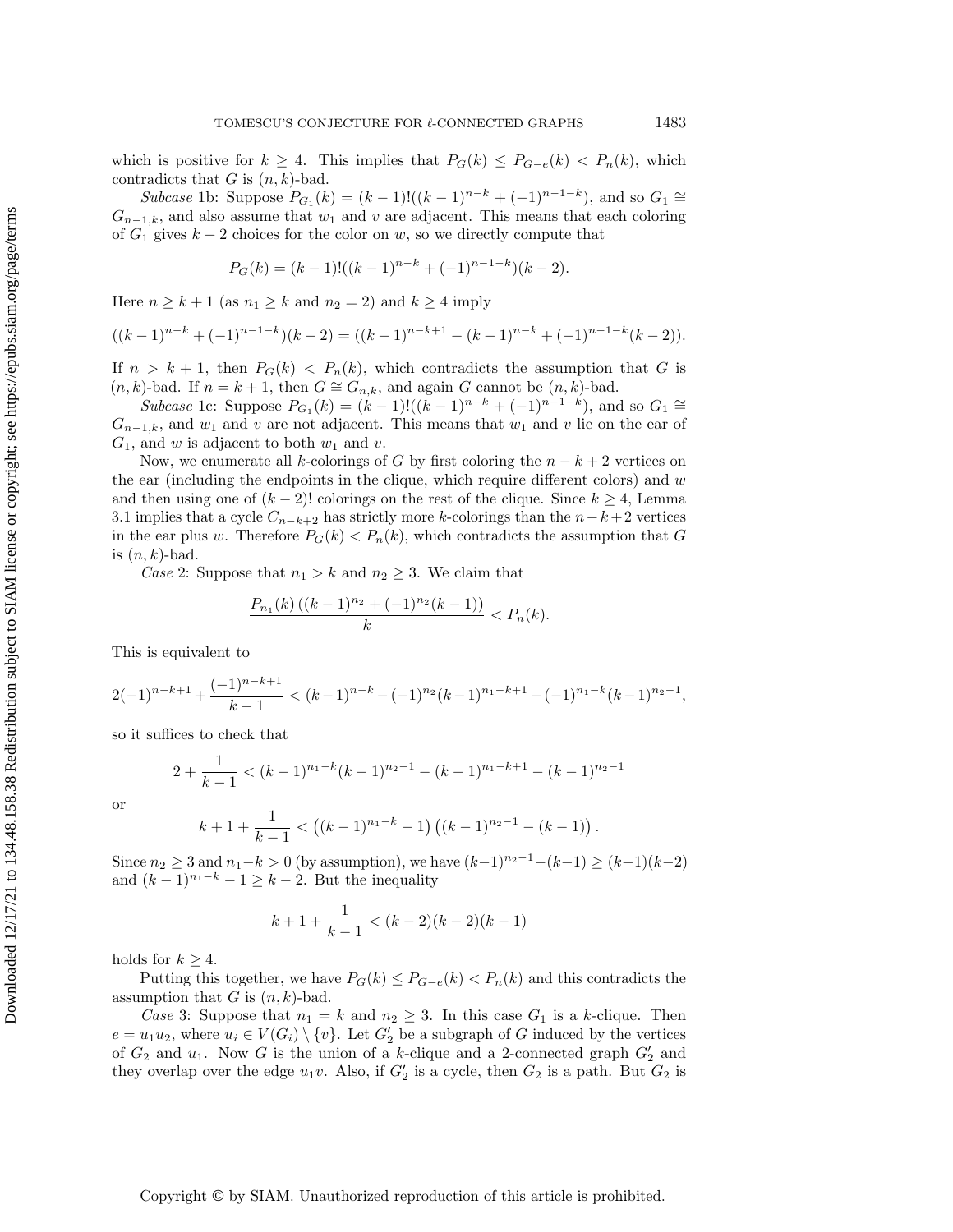which is positive for $k \geq 4$. This implies that $P_G(k) \leq P_{G-e}(k) < P_n(k)$, which contradicts that $G$ is $(n,k)$-bad.

*Subcase* 1b: Suppose $P_{G_1}(k) = (k-1)!((k-1)^{n-k} + (-1)^{n-1-k})$, and so $G_1 \cong G_{n-1,k}$, and also assume that $w_1$ and $v$ are adjacent. This means that each coloring of $G_1$ gives $k-2$ choices for the color on $w$, so we directly compute that

$$P_G(k) = (k-1)!((k-1)^{n-k} + (-1)^{n-1-k})(k-2).$$

Here $n \geq k+1$ (as $n_1 \geq k$ and $n_2 = 2$) and $k \geq 4$ imply

$$((k-1)^{n-k} + (-1)^{n-1-k})(k-2) = ((k-1)^{n-k+1} - (k-1)^{n-k} + (-1)^{n-1-k}(k-2)).$$

If $n > k+1$, then $P_G(k) < P_n(k)$, which contradicts the assumption that $G$ is $(n,k)$-bad. If $n = k+1$, then $G \cong G_{n,k}$, and again $G$ cannot be $(n,k)$-bad.

*Subcase* 1c: Suppose $P_{G_1}(k) = (k-1)!((k-1)^{n-k} + (-1)^{n-1-k})$, and so $G_1 \cong G_{n-1,k}$, and $w_1$ and $v$ are not adjacent. This means that $w_1$ and $v$ lie on the ear of $G_1$, and $w$ is adjacent to both $w_1$ and $v$.

Now, we enumerate all $k$-colorings of $G$ by first coloring the $n-k+2$ vertices on the ear (including the endpoints in the clique, which require different colors) and $w$ and then using one of $(k-2)!$ colorings on the rest of the clique. Since $k \geq 4$, Lemma 3.1 implies that a cycle $C_{n-k+2}$ has strictly more $k$-colorings than the $n-k+2$ vertices in the ear plus $w$. Therefore $P_G(k) < P_n(k)$, which contradicts the assumption that $G$ is $(n,k)$-bad.

*Case* 2: Suppose that $n_1 > k$ and $n_2 \geq 3$. We claim that

$$\frac{P_{n_1}(k)\left((k-1)^{n_2} + (-1)^{n_2}(k-1)\right)}{k} < P_n(k).$$

This is equivalent to

$$2(-1)^{n-k+1} + \frac{(-1)^{n-k+1}}{k-1} < (k-1)^{n-k} - (-1)^{n_2}(k-1)^{n_1-k+1} - (-1)^{n_1-k}(k-1)^{n_2-1},$$

so it suffices to check that

$$2 + \frac{1}{k-1} < (k-1)^{n_1-k}(k-1)^{n_2-1} - (k-1)^{n_1-k+1} - (k-1)^{n_2-1}$$

or

$$k+1+\frac{1}{k-1} < \left((k-1)^{n_1-k} - 1\right)\left((k-1)^{n_2-1} - (k-1)\right).$$

Since $n_2 \geq 3$ and $n_1 - k > 0$ (by assumption), we have $(k-1)^{n_2-1} - (k-1) \geq (k-1)(k-2)$ and $(k-1)^{n_1-k} - 1 \geq k-2$. But the inequality

$$k+1+\frac{1}{k-1} < (k-2)(k-2)(k-1)$$

holds for $k \geq 4$.

Putting this together, we have $P_G(k) \leq P_{G-e}(k) < P_n(k)$ and this contradicts the assumption that $G$ is $(n,k)$-bad.

*Case* 3: Suppose that $n_1 = k$ and $n_2 \geq 3$. In this case $G_1$ is a $k$-clique. Then $e = u_1u_2$, where $u_i \in V(G_i) \setminus \{v\}$. Let $G_2'$ be a subgraph of $G$ induced by the vertices of $G_2$ and $u_1$. Now $G$ is the union of a $k$-clique and a 2-connected graph $G_2'$ and they overlap over the edge $u_1v$. Also, if $G_2'$ is a cycle, then $G_2$ is a path. But $G_2$ is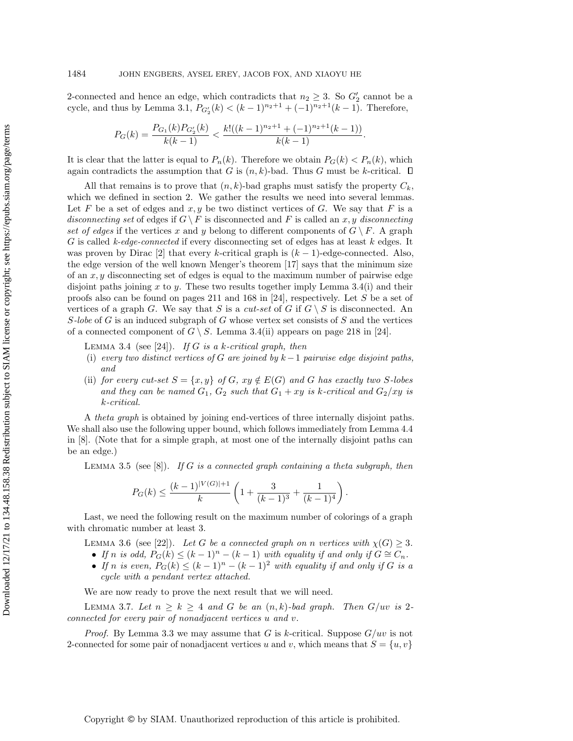2-connected and hence an edge, which contradicts that $n_2 \geq 3$. So $G_2'$ cannot be a cycle, and thus by Lemma 3.1, $P_{G_2'}(k) < (k-1)^{n_2+1} + (-1)^{n_2+1}(k-1)$. Therefore,

$$P_G(k) = \frac{P_{G_1}(k)P_{G_2'}(k)}{k(k-1)} < \frac{k!((k-1)^{n_2+1} + (-1)^{n_2+1}(k-1))}{k(k-1)}.$$

It is clear that the latter is equal to $P_n(k)$. Therefore we obtain $P_G(k) < P_n(k)$, which again contradicts the assumption that $G$ is $(n,k)$-bad. Thus $G$ must be $k$-critical. $\square$

All that remains is to prove that $(n,k)$-bad graphs must satisfy the property $C_k$, which we defined in section 2. We gather the results we need into several lemmas. Let $F$ be a set of edges and $x, y$ be two distinct vertices of $G$. We say that $F$ is a *disconnecting set* of edges if $G \setminus F$ is disconnected and $F$ is called an $x, y$ *disconnecting set of edges* if the vertices $x$ and $y$ belong to different components of $G \setminus F$. A graph $G$ is called $k$*-edge-connected* if every disconnecting set of edges has at least $k$ edges. It was proven by Dirac [2] that every $k$-critical graph is $(k-1)$-edge-connected. Also, the edge version of the well known Menger's theorem [17] says that the minimum size of an $x, y$ disconnecting set of edges is equal to the maximum number of pairwise edge disjoint paths joining $x$ to $y$. These two results together imply Lemma 3.4(i) and their proofs also can be found on pages 211 and 168 in [24], respectively. Let $S$ be a set of vertices of a graph $G$. We say that $S$ is a *cut-set* of $G$ if $G \setminus S$ is disconnected. An $S$*-lobe* of $G$ is an induced subgraph of $G$ whose vertex set consists of $S$ and the vertices of a connected component of $G \setminus S$. Lemma 3.4(ii) appears on page 218 in [24].

Lemma 3.4 (see [24]). *If $G$ is a $k$-critical graph, then*

- (i) *every two distinct vertices of $G$ are joined by $k-1$ pairwise edge disjoint paths, and*
- (ii) *for every cut-set $S = \{x, y\}$ of $G$, $xy \notin E(G)$ and $G$ has exactly two $S$-lobes and they can be named $G_1$, $G_2$ such that $G_1 + xy$ is $k$-critical and $G_2/xy$ is $k$-critical.*

A *theta graph* is obtained by joining end-vertices of three internally disjoint paths. We shall also use the following upper bound, which follows immediately from Lemma 4.4 in [8]. (Note that for a simple graph, at most one of the internally disjoint paths can be an edge.)

Lemma 3.5 (see [8]). *If $G$ is a connected graph containing a theta subgraph, then*

$$P_G(k) \leq \frac{(k-1)^{|V(G)|+1}}{k}\left(1 + \frac{3}{(k-1)^3} + \frac{1}{(k-1)^4}\right).$$

Last, we need the following result on the maximum number of colorings of a graph with chromatic number at least 3.

Lemma 3.6 (see [22]). *Let $G$ be a connected graph on $n$ vertices with $\chi(G) \geq 3$.*

- *If $n$ is odd, $P_G(k) \leq (k-1)^n - (k-1)$ with equality if and only if $G \cong C_n$.*
- *If $n$ is even, $P_G(k) \leq (k-1)^n - (k-1)^2$ with equality if and only if $G$ is a cycle with a pendant vertex attached.*

We are now ready to prove the next result that we will need.

Lemma 3.7. *Let $n \geq k \geq 4$ and $G$ be an $(n,k)$-bad graph. Then $G/uv$ is 2-connected for every pair of nonadjacent vertices $u$ and $v$.*

*Proof.* By Lemma 3.3 we may assume that $G$ is $k$-critical. Suppose $G/uv$ is not 2-connected for some pair of nonadjacent vertices $u$ and $v$, which means that $S = \{u, v\}$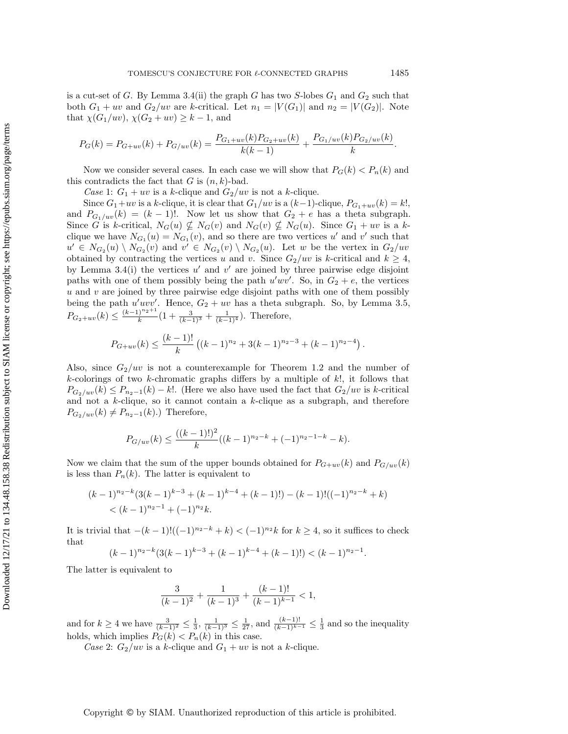is a cut-set of $G$. By Lemma 3.4(ii) the graph $G$ has two $S$-lobes $G_1$ and $G_2$ such that both $G_1 + uv$ and $G_2/uv$ are $k$-critical. Let $n_1 = |V(G_1)|$ and $n_2 = |V(G_2)|$. Note that $\chi(G_1/uv), \chi(G_2 + uv) \geq k - 1$, and

$$P_G(k) = P_{G+uv}(k) + P_{G/uv}(k) = \frac{P_{G_1+uv}(k)P_{G_2+uv}(k)}{k(k-1)} + \frac{P_{G_1/uv}(k)P_{G_2/uv}(k)}{k}.$$

Now we consider several cases. In each case we will show that $P_G(k) < P_n(k)$ and this contradicts the fact that $G$ is $(n,k)$-bad.

*Case* 1: $G_1 + uv$ is a $k$-clique and $G_2/uv$ is not a $k$-clique.

Since $G_1+uv$ is a $k$-clique, it is clear that $G_1/uv$ is a $(k-1)$-clique, $P_{G_1+uv}(k) = k!$, and $P_{G_1/uv}(k) = (k-1)!$. Now let us show that $G_2 + e$ has a theta subgraph. Since $G$ is $k$-critical, $N_G(u) \nsubseteq N_G(v)$ and $N_G(v) \nsubseteq N_G(u)$. Since $G_1 + uv$ is a $k$-clique we have $N_{G_1}(u) = N_{G_1}(v)$, and so there are two vertices $u'$ and $v'$ such that $u' \in N_{G_2}(u) \setminus N_{G_2}(v)$ and $v' \in N_{G_2}(v) \setminus N_{G_2}(u)$. Let $w$ be the vertex in $G_2/uv$ obtained by contracting the vertices $u$ and $v$. Since $G_2/uv$ is $k$-critical and $k \geq 4$, by Lemma 3.4(i) the vertices $u'$ and $v'$ are joined by three pairwise edge disjoint paths with one of them possibly being the path $u'wv'$. So, in $G_2 + e$, the vertices $u$ and $v$ are joined by three pairwise edge disjoint paths with one of them possibly being the path $u'uvv'$. Hence, $G_2 + uv$ has a theta subgraph. So, by Lemma 3.5, $P_{G_2+uv}(k) \leq \frac{(k-1)^{n_2+1}}{k}(1 + \frac{3}{(k-1)^3} + \frac{1}{(k-1)^4})$. Therefore,

$$P_{G+uv}(k) \leq \frac{(k-1)!}{k}\left((k-1)^{n_2} + 3(k-1)^{n_2-3} + (k-1)^{n_2-4}\right).$$

Also, since $G_2/uv$ is not a counterexample for Theorem 1.2 and the number of $k$-colorings of two $k$-chromatic graphs differs by a multiple of $k!$, it follows that $P_{G_2/uv}(k) \leq P_{n_2-1}(k) - k!$. (Here we also have used the fact that $G_2/uv$ is $k$-critical and not a $k$-clique, so it cannot contain a $k$-clique as a subgraph, and therefore $P_{G_2/uv}(k) \neq P_{n_2-1}(k)$.) Therefore,

$$P_{G/uv}(k) \leq \frac{((k-1)!)^2}{k}((k-1)^{n_2-k} + (-1)^{n_2-1-k} - k).$$

Now we claim that the sum of the upper bounds obtained for $P_{G+uv}(k)$ and $P_{G/uv}(k)$ is less than $P_n(k)$. The latter is equivalent to

$$\begin{aligned}(k-1)^{n_2-k}&(3(k-1)^{k-3} + (k-1)^{k-4} + (k-1)!) - (k-1)!((-1)^{n_2-k} + k)\\ &< (k-1)^{n_2-1} + (-1)^{n_2}k.\end{aligned}$$

It is trivial that $-(k-1)!((-1)^{n_2-k} + k) < (-1)^{n_2}k$ for $k \geq 4$, so it suffices to check that

$$(k-1)^{n_2-k}(3(k-1)^{k-3} + (k-1)^{k-4} + (k-1)!) < (k-1)^{n_2-1}.$$

The latter is equivalent to

$$\frac{3}{(k-1)^2} + \frac{1}{(k-1)^3} + \frac{(k-1)!}{(k-1)^{k-1}} < 1,$$

and for $k \geq 4$ we have $\frac{3}{(k-1)^2} \leq \frac{1}{3}$, $\frac{1}{(k-1)^3} \leq \frac{1}{27}$, and $\frac{(k-1)!}{(k-1)^{k-1}} \leq \frac{1}{3}$ and so the inequality holds, which implies $P_G(k) < P_n(k)$ in this case.

*Case* 2: $G_2/uv$ is a $k$-clique and $G_1 + uv$ is not a $k$-clique.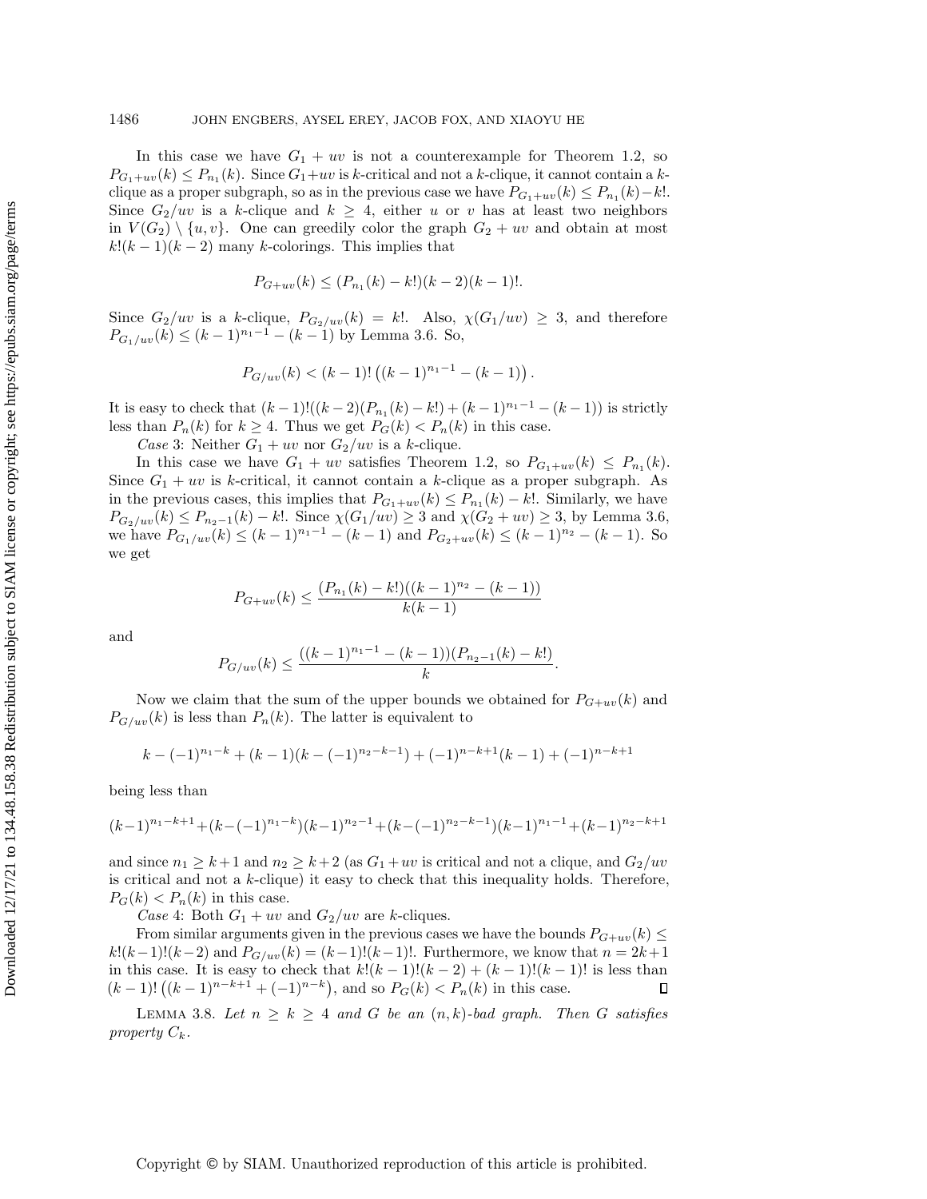In this case we have $G_1 + uv$ is not a counterexample for Theorem 1.2, so $P_{G_1+uv}(k) \leq P_{n_1}(k)$. Since $G_1+uv$ is $k$-critical and not a $k$-clique, it cannot contain a $k$-clique as a proper subgraph, so as in the previous case we have $P_{G_1+uv}(k) \leq P_{n_1}(k)-k!$. Since $G_2/uv$ is a $k$-clique and $k \geq 4$, either $u$ or $v$ has at least two neighbors in $V(G_2) \setminus \{u,v\}$. One can greedily color the graph $G_2 + uv$ and obtain at most $k!(k-1)(k-2)$ many $k$-colorings. This implies that

$$P_{G+uv}(k) \leq (P_{n_1}(k) - k!)(k-2)(k-1)!.$$

Since $G_2/uv$ is a $k$-clique, $P_{G_2/uv}(k) = k!$. Also, $\chi(G_1/uv) \geq 3$, and therefore $P_{G_1/uv}(k) \leq (k-1)^{n_1-1} - (k-1)$ by Lemma 3.6. So,

$$P_{G/uv}(k) < (k-1)! \left((k-1)^{n_1-1} - (k-1)\right).$$

It is easy to check that $(k-1)!((k-2)(P_{n_1}(k)-k!) + (k-1)^{n_1-1} - (k-1))$ is strictly less than $P_n(k)$ for $k \geq 4$. Thus we get $P_G(k) < P_n(k)$ in this case.

*Case* 3: Neither $G_1 + uv$ nor $G_2/uv$ is a $k$-clique.

In this case we have $G_1 + uv$ satisfies Theorem 1.2, so $P_{G_1+uv}(k) \leq P_{n_1}(k)$. Since $G_1 + uv$ is $k$-critical, it cannot contain a $k$-clique as a proper subgraph. As in the previous cases, this implies that $P_{G_1+uv}(k) \leq P_{n_1}(k) - k!$. Similarly, we have $P_{G_2/uv}(k) \leq P_{n_2-1}(k) - k!$. Since $\chi(G_1/uv) \geq 3$ and $\chi(G_2 + uv) \geq 3$, by Lemma 3.6, we have $P_{G_1/uv}(k) \leq (k-1)^{n_1-1} - (k-1)$ and $P_{G_2+uv}(k) \leq (k-1)^{n_2} - (k-1)$. So we get

$$P_{G+uv}(k) \leq \frac{(P_{n_1}(k) - k!)((k-1)^{n_2} - (k-1))}{k(k-1)}$$

and

$$P_{G/uv}(k) \leq \frac{((k-1)^{n_1-1} - (k-1))(P_{n_2-1}(k) - k!)}{k}.$$

Now we claim that the sum of the upper bounds we obtained for $P_{G+uv}(k)$ and $P_{G/uv}(k)$ is less than $P_n(k)$. The latter is equivalent to

$$k - (-1)^{n_1-k} + (k-1)(k - (-1)^{n_2-k-1}) + (-1)^{n-k+1}(k-1) + (-1)^{n-k+1}$$

being less than

$$(k-1)^{n_1-k+1} + (k-(-1)^{n_1-k})(k-1)^{n_2-1} + (k-(-1)^{n_2-k-1})(k-1)^{n_1-1} + (k-1)^{n_2-k+1}$$

and since $n_1 \geq k+1$ and $n_2 \geq k+2$ (as $G_1 + uv$ is critical and not a clique, and $G_2/uv$ is critical and not a $k$-clique) it easy to check that this inequality holds. Therefore, $P_G(k) < P_n(k)$ in this case.

*Case* 4: Both $G_1 + uv$ and $G_2/uv$ are $k$-cliques.

From similar arguments given in the previous cases we have the bounds $P_{G+uv}(k) \leq k!(k-1)!(k-2)$ and $P_{G/uv}(k) = (k-1)!(k-1)!$. Furthermore, we know that $n = 2k+1$ in this case. It is easy to check that $k!(k-1)!(k-2) + (k-1)!(k-1)!$ is less than $(k-1)! \left((k-1)^{n-k+1} + (-1)^{n-k}\right)$, and so $P_G(k) < P_n(k)$ in this case. ∎

Lemma 3.8. *Let $n \geq k \geq 4$ and $G$ be an $(n,k)$-bad graph. Then $G$ satisfies property $C_k$.*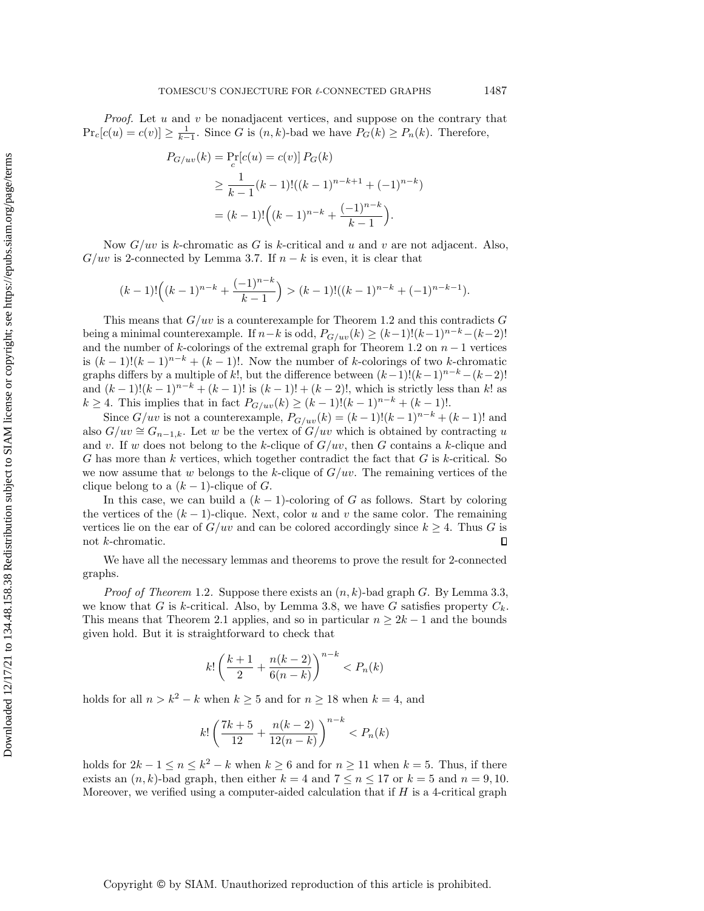*Proof.* Let $u$ and $v$ be nonadjacent vertices, and suppose on the contrary that $\Pr_c[c(u) = c(v)] \geq \frac{1}{k-1}$. Since $G$ is $(n,k)$-bad we have $P_G(k) \geq P_n(k)$. Therefore,

$$
\begin{aligned}
P_{G/uv}(k) &= \Pr_c[c(u) = c(v)]\, P_G(k) \\
&\geq \frac{1}{k-1}(k-1)!((k-1)^{n-k+1} + (-1)^{n-k}) \\
&= (k-1)!\Big((k-1)^{n-k} + \frac{(-1)^{n-k}}{k-1}\Big).
\end{aligned}
$$

Now $G/uv$ is $k$-chromatic as $G$ is $k$-critical and $u$ and $v$ are not adjacent. Also, $G/uv$ is 2-connected by Lemma 3.7. If $n-k$ is even, it is clear that

$$
(k-1)!\Big((k-1)^{n-k} + \frac{(-1)^{n-k}}{k-1}\Big) > (k-1)!((k-1)^{n-k} + (-1)^{n-k-1}).
$$

This means that $G/uv$ is a counterexample for Theorem 1.2 and this contradicts $G$ being a minimal counterexample. If $n-k$ is odd, $P_{G/uv}(k) \geq (k-1)!(k-1)^{n-k} - (k-2)!$ and the number of $k$-colorings of the extremal graph for Theorem 1.2 on $n-1$ vertices is $(k-1)!(k-1)^{n-k} + (k-1)!$. Now the number of $k$-colorings of two $k$-chromatic graphs differs by a multiple of $k!$, but the difference between $(k-1)!(k-1)^{n-k} - (k-2)!$ and $(k-1)!(k-1)^{n-k} + (k-1)!$ is $(k-1)! + (k-2)!$, which is strictly less than $k!$ as $k \geq 4$. This implies that in fact $P_{G/uv}(k) \geq (k-1)!(k-1)^{n-k} + (k-1)!$.

Since $G/uv$ is not a counterexample, $P_{G/uv}(k) = (k-1)!(k-1)^{n-k} + (k-1)!$ and also $G/uv \cong G_{n-1,k}$. Let $w$ be the vertex of $G/uv$ which is obtained by contracting $u$ and $v$. If $w$ does not belong to the $k$-clique of $G/uv$, then $G$ contains a $k$-clique and $G$ has more than $k$ vertices, which together contradict the fact that $G$ is $k$-critical. So we now assume that $w$ belongs to the $k$-clique of $G/uv$. The remaining vertices of the clique belong to a $(k-1)$-clique of $G$.

In this case, we can build a $(k-1)$-coloring of $G$ as follows. Start by coloring the vertices of the $(k-1)$-clique. Next, color $u$ and $v$ the same color. The remaining vertices lie on the ear of $G/uv$ and can be colored accordingly since $k \geq 4$. Thus $G$ is not $k$-chromatic. $\square$

We have all the necessary lemmas and theorems to prove the result for 2-connected graphs.

*Proof of Theorem* 1.2. Suppose there exists an $(n,k)$-bad graph $G$. By Lemma 3.3, we know that $G$ is $k$-critical. Also, by Lemma 3.8, we have $G$ satisfies property $C_k$. This means that Theorem 2.1 applies, and so in particular $n \geq 2k-1$ and the bounds given hold. But it is straightforward to check that

$$
k!\left(\frac{k+1}{2} + \frac{n(k-2)}{6(n-k)}\right)^{n-k} < P_n(k)
$$

holds for all $n > k^2 - k$ when $k \geq 5$ and for $n \geq 18$ when $k = 4$, and

$$
k!\left(\frac{7k+5}{12} + \frac{n(k-2)}{12(n-k)}\right)^{n-k} < P_n(k)
$$

holds for $2k-1 \leq n \leq k^2 - k$ when $k \geq 6$ and for $n \geq 11$ when $k = 5$. Thus, if there exists an $(n,k)$-bad graph, then either $k = 4$ and $7 \leq n \leq 17$ or $k = 5$ and $n = 9, 10$. Moreover, we verified using a computer-aided calculation that if $H$ is a 4-critical graph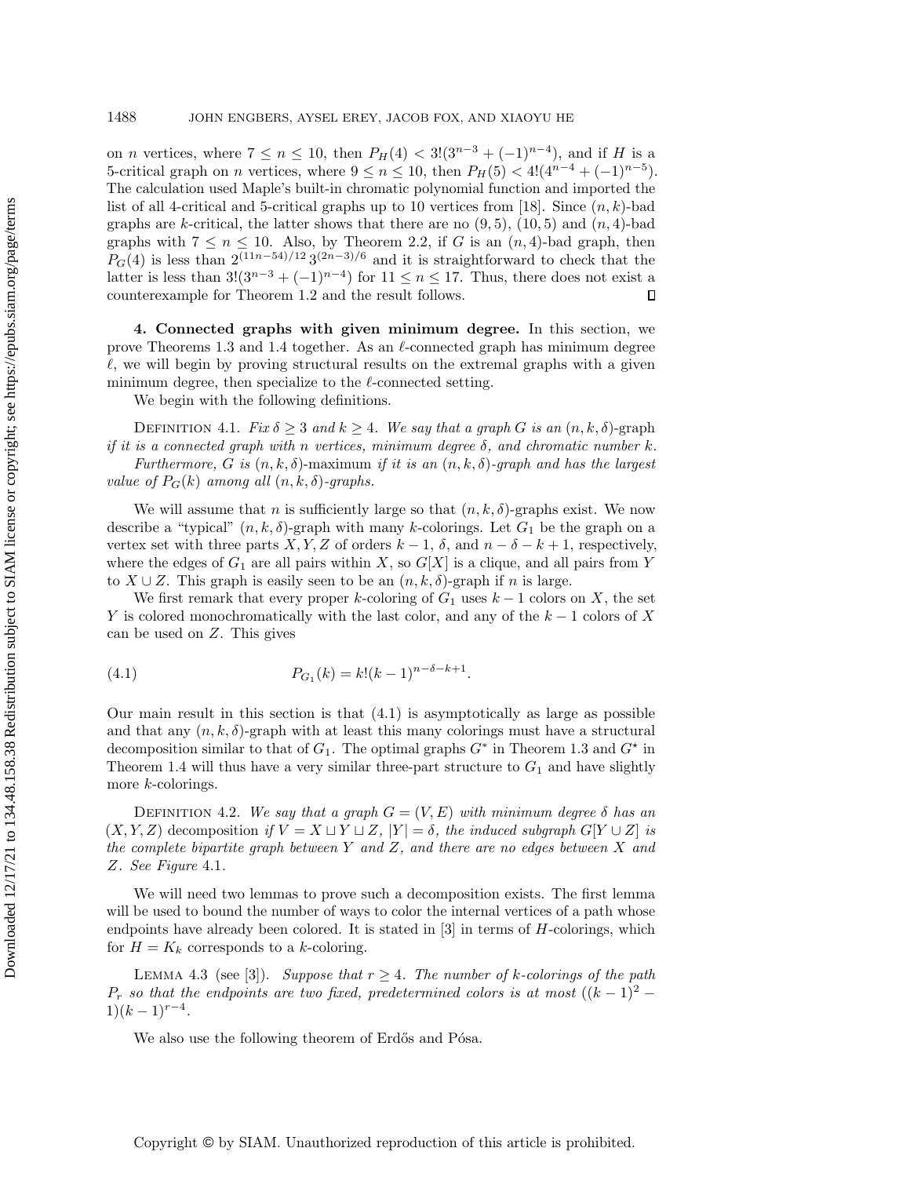on $n$ vertices, where $7 \le n \le 10$, then $P_H(4) < 3!(3^{n-3} + (-1)^{n-4})$, and if $H$ is a 5-critical graph on $n$ vertices, where $9 \le n \le 10$, then $P_H(5) < 4!(4^{n-4} + (-1)^{n-5})$. The calculation used Maple's built-in chromatic polynomial function and imported the list of all 4-critical and 5-critical graphs up to 10 vertices from [18]. Since $(n, k)$-bad graphs are $k$-critical, the latter shows that there are no $(9, 5)$, $(10, 5)$ and $(n, 4)$-bad graphs with $7 \le n \le 10$. Also, by Theorem 2.2, if $G$ is an $(n, 4)$-bad graph, then $P_G(4)$ is less than $2^{(11n-54)/12}\, 3^{(2n-3)/6}$ and it is straightforward to check that the latter is less than $3!(3^{n-3} + (-1)^{n-4})$ for $11 \le n \le 17$. Thus, there does not exist a counterexample for Theorem 1.2 and the result follows. □

## 4. Connected graphs with given minimum degree.

In this section, we prove Theorems 1.3 and 1.4 together. As an $\ell$-connected graph has minimum degree $\ell$, we will begin by proving structural results on the extremal graphs with a given minimum degree, then specialize to the $\ell$-connected setting.

We begin with the following definitions.

Definition 4.1. *Fix $\delta \ge 3$ and $k \ge 4$. We say that a graph $G$ is an* $(n, k, \delta)$-graph *if it is a connected graph with $n$ vertices, minimum degree $\delta$, and chromatic number $k$.*

*Furthermore, $G$ is* $(n, k, \delta)$-maximum *if it is an $(n, k, \delta)$-graph and has the largest value of $P_G(k)$ among all $(n, k, \delta)$-graphs.*

We will assume that $n$ is sufficiently large so that $(n, k, \delta)$-graphs exist. We now describe a "typical" $(n, k, \delta)$-graph with many $k$-colorings. Let $G_1$ be the graph on a vertex set with three parts $X, Y, Z$ of orders $k - 1$, $\delta$, and $n - \delta - k + 1$, respectively, where the edges of $G_1$ are all pairs within $X$, so $G[X]$ is a clique, and all pairs from $Y$ to $X \cup Z$. This graph is easily seen to be an $(n, k, \delta)$-graph if $n$ is large.

We first remark that every proper $k$-coloring of $G_1$ uses $k - 1$ colors on $X$, the set $Y$ is colored monochromatically with the last color, and any of the $k - 1$ colors of $X$ can be used on $Z$. This gives

$$P_{G_1}(k) = k!(k - 1)^{n-\delta-k+1}. \tag{4.1}$$

Our main result in this section is that (4.1) is asymptotically as large as possible and that any $(n, k, \delta)$-graph with at least this many colorings must have a structural decomposition similar to that of $G_1$. The optimal graphs $G^*$ in Theorem 1.3 and $G^\star$ in Theorem 1.4 will thus have a very similar three-part structure to $G_1$ and have slightly more $k$-colorings.

Definition 4.2. *We say that a graph $G = (V, E)$ with minimum degree $\delta$ has an* $(X, Y, Z)$ decomposition *if $V = X \sqcup Y \sqcup Z$, $|Y| = \delta$, the induced subgraph $G[Y \cup Z]$ is the complete bipartite graph between $Y$ and $Z$, and there are no edges between $X$ and $Z$. See Figure 4.1.*

We will need two lemmas to prove such a decomposition exists. The first lemma will be used to bound the number of ways to color the internal vertices of a path whose endpoints have already been colored. It is stated in [3] in terms of $H$-colorings, which for $H = K_k$ corresponds to a $k$-coloring.

Lemma 4.3 (see [3]). *Suppose that $r \ge 4$. The number of $k$-colorings of the path $P_r$ so that the endpoints are two fixed, predetermined colors is at most $((k - 1)^2 - 1)(k - 1)^{r-4}$.*

We also use the following theorem of Erdős and Pósa.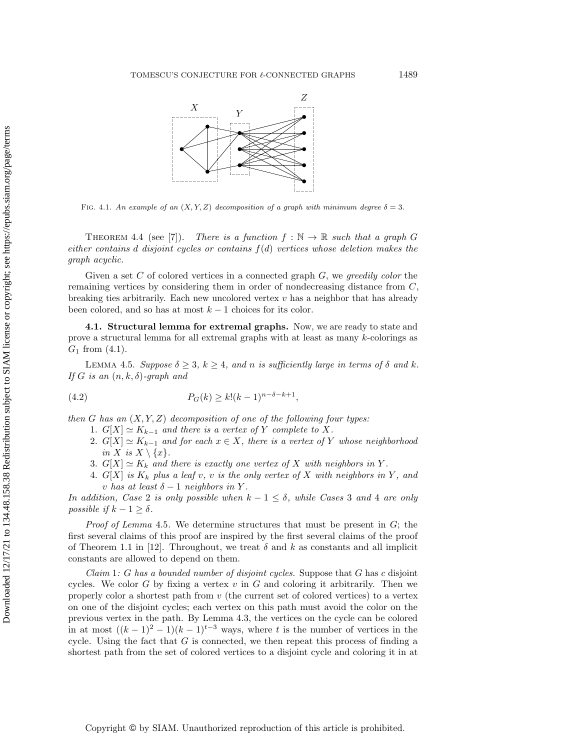Fig. 4.1. *An example of an $(X, Y, Z)$ decomposition of a graph with minimum degree $\delta = 3$.*

Theorem 4.4 (see [7]). *There is a function $f : \mathbb{N} \to \mathbb{R}$ such that a graph $G$ either contains $d$ disjoint cycles or contains $f(d)$ vertices whose deletion makes the graph acyclic.*

Given a set $C$ of colored vertices in a connected graph $G$, we *greedily color* the remaining vertices by considering them in order of nondecreasing distance from $C$, breaking ties arbitrarily. Each new uncolored vertex $v$ has a neighbor that has already been colored, and so has at most $k - 1$ choices for its color.

### 4.1. Structural lemma for extremal graphs.

Now, we are ready to state and prove a structural lemma for all extremal graphs with at least as many $k$-colorings as $G_1$ from (4.1).

Lemma 4.5. *Suppose $\delta \geq 3$, $k \geq 4$, and $n$ is sufficiently large in terms of $\delta$ and $k$. If $G$ is an $(n, k, \delta)$-graph and*

$$P_G(k) \geq k!(k-1)^{n-\delta-k+1}, \tag{4.2}$$

*then $G$ has an $(X, Y, Z)$ decomposition of one of the following four types:*

1. *$G[X] \simeq K_{k-1}$ and there is a vertex of $Y$ complete to $X$.*
2. *$G[X] \simeq K_{k-1}$ and for each $x \in X$, there is a vertex of $Y$ whose neighborhood in $X$ is $X \setminus \{x\}$.*
3. *$G[X] \simeq K_k$ and there is exactly one vertex of $X$ with neighbors in $Y$.*
4. *$G[X]$ is $K_k$ plus a leaf $v$, $v$ is the only vertex of $X$ with neighbors in $Y$, and $v$ has at least $\delta - 1$ neighbors in $Y$.*

*In addition, Case 2 is only possible when $k - 1 \leq \delta$, while Cases 3 and 4 are only possible if $k - 1 \geq \delta$.*

*Proof of Lemma* 4.5. We determine structures that must be present in $G$; the first several claims of this proof are inspired by the first several claims of the proof of Theorem 1.1 in [12]. Throughout, we treat $\delta$ and $k$ as constants and all implicit constants are allowed to depend on them.

*Claim* 1*: $G$ has a bounded number of disjoint cycles.* Suppose that $G$ has $c$ disjoint cycles. We color $G$ by fixing a vertex $v$ in $G$ and coloring it arbitrarily. Then we properly color a shortest path from $v$ (the current set of colored vertices) to a vertex on one of the disjoint cycles; each vertex on this path must avoid the color on the previous vertex in the path. By Lemma 4.3, the vertices on the cycle can be colored in at most $((k-1)^2 - 1)(k-1)^{t-3}$ ways, where $t$ is the number of vertices in the cycle. Using the fact that $G$ is connected, we then repeat this process of finding a shortest path from the set of colored vertices to a disjoint cycle and coloring it in at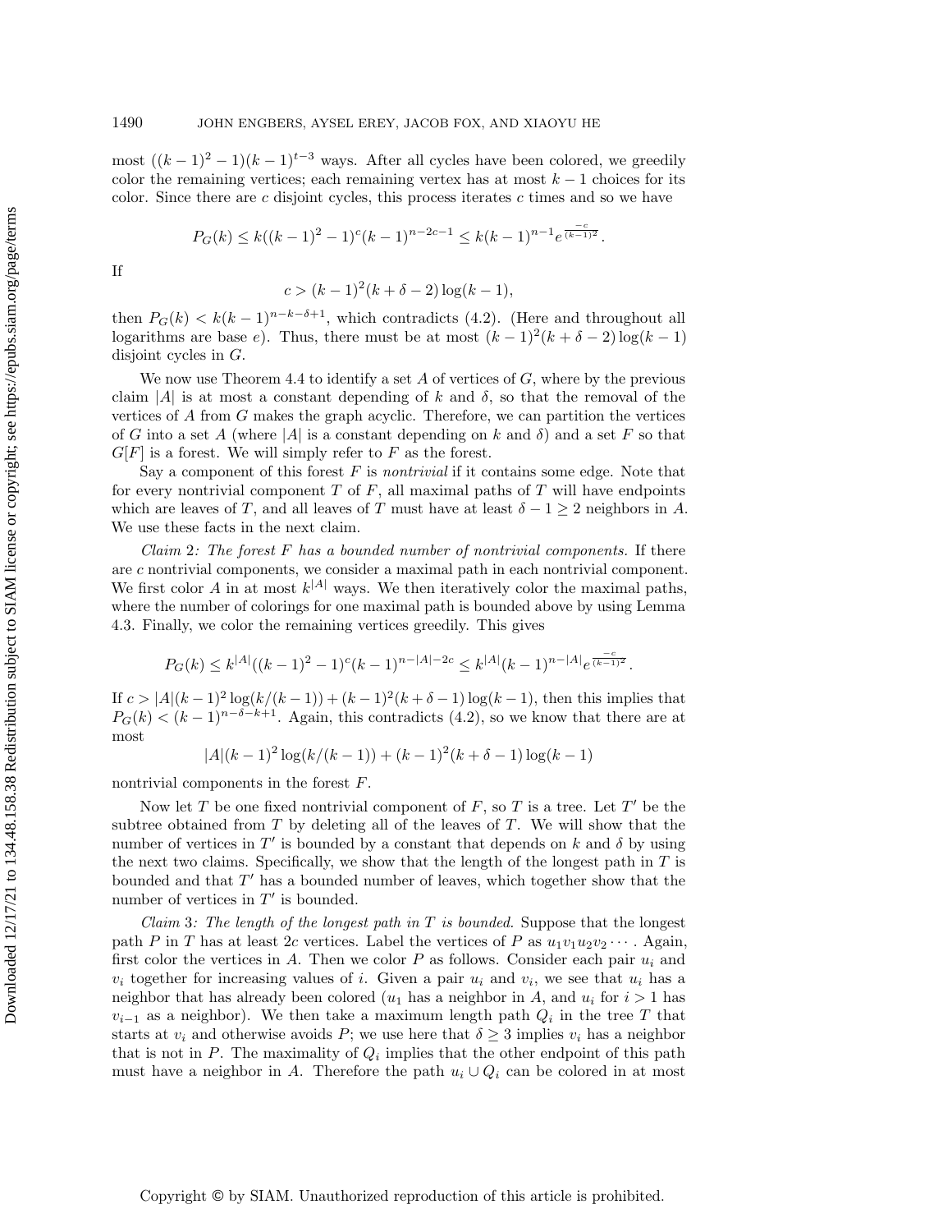most $((k-1)^2-1)(k-1)^{t-3}$ ways. After all cycles have been colored, we greedily color the remaining vertices; each remaining vertex has at most $k-1$ choices for its color. Since there are $c$ disjoint cycles, this process iterates $c$ times and so we have

$$P_G(k) \leq k((k-1)^2-1)^c(k-1)^{n-2c-1} \leq k(k-1)^{n-1}e^{\frac{-c}{(k-1)^2}}.$$

If

$$c > (k-1)^2(k+\delta-2)\log(k-1),$$

then $P_G(k) < k(k-1)^{n-k-\delta+1}$, which contradicts (4.2). (Here and throughout all logarithms are base $e$). Thus, there must be at most $(k-1)^2(k+\delta-2)\log(k-1)$ disjoint cycles in $G$.

We now use Theorem 4.4 to identify a set $A$ of vertices of $G$, where by the previous claim $|A|$ is at most a constant depending of $k$ and $\delta$, so that the removal of the vertices of $A$ from $G$ makes the graph acyclic. Therefore, we can partition the vertices of $G$ into a set $A$ (where $|A|$ is a constant depending on $k$ and $\delta$) and a set $F$ so that $G[F]$ is a forest. We will simply refer to $F$ as the forest.

Say a component of this forest $F$ is *nontrivial* if it contains some edge. Note that for every nontrivial component $T$ of $F$, all maximal paths of $T$ will have endpoints which are leaves of $T$, and all leaves of $T$ must have at least $\delta - 1 \geq 2$ neighbors in $A$. We use these facts in the next claim.

*Claim* 2*: The forest $F$ has a bounded number of nontrivial components.* If there are $c$ nontrivial components, we consider a maximal path in each nontrivial component. We first color $A$ in at most $k^{|A|}$ ways. We then iteratively color the maximal paths, where the number of colorings for one maximal path is bounded above by using Lemma 4.3. Finally, we color the remaining vertices greedily. This gives

$$P_G(k) \leq k^{|A|}((k-1)^2-1)^c(k-1)^{n-|A|-2c} \leq k^{|A|}(k-1)^{n-|A|}e^{\frac{-c}{(k-1)^2}}.$$

If $c > |A|(k-1)^2\log(k/(k-1)) + (k-1)^2(k+\delta-1)\log(k-1)$, then this implies that $P_G(k) < (k-1)^{n-\delta-k+1}$. Again, this contradicts (4.2), so we know that there are at most

$$|A|(k-1)^2\log(k/(k-1)) + (k-1)^2(k+\delta-1)\log(k-1)$$

nontrivial components in the forest $F$.

Now let $T$ be one fixed nontrivial component of $F$, so $T$ is a tree. Let $T'$ be the subtree obtained from $T$ by deleting all of the leaves of $T$. We will show that the number of vertices in $T'$ is bounded by a constant that depends on $k$ and $\delta$ by using the next two claims. Specifically, we show that the length of the longest path in $T$ is bounded and that $T'$ has a bounded number of leaves, which together show that the number of vertices in $T'$ is bounded.

*Claim* 3*: The length of the longest path in $T$ is bounded.* Suppose that the longest path $P$ in $T$ has at least $2c$ vertices. Label the vertices of $P$ as $u_1v_1u_2v_2\cdots$. Again, first color the vertices in $A$. Then we color $P$ as follows. Consider each pair $u_i$ and $v_i$ together for increasing values of $i$. Given a pair $u_i$ and $v_i$, we see that $u_i$ has a neighbor that has already been colored ($u_1$ has a neighbor in $A$, and $u_i$ for $i > 1$ has $v_{i-1}$ as a neighbor). We then take a maximum length path $Q_i$ in the tree $T$ that starts at $v_i$ and otherwise avoids $P$; we use here that $\delta \geq 3$ implies $v_i$ has a neighbor that is not in $P$. The maximality of $Q_i$ implies that the other endpoint of this path must have a neighbor in $A$. Therefore the path $u_i \cup Q_i$ can be colored in at most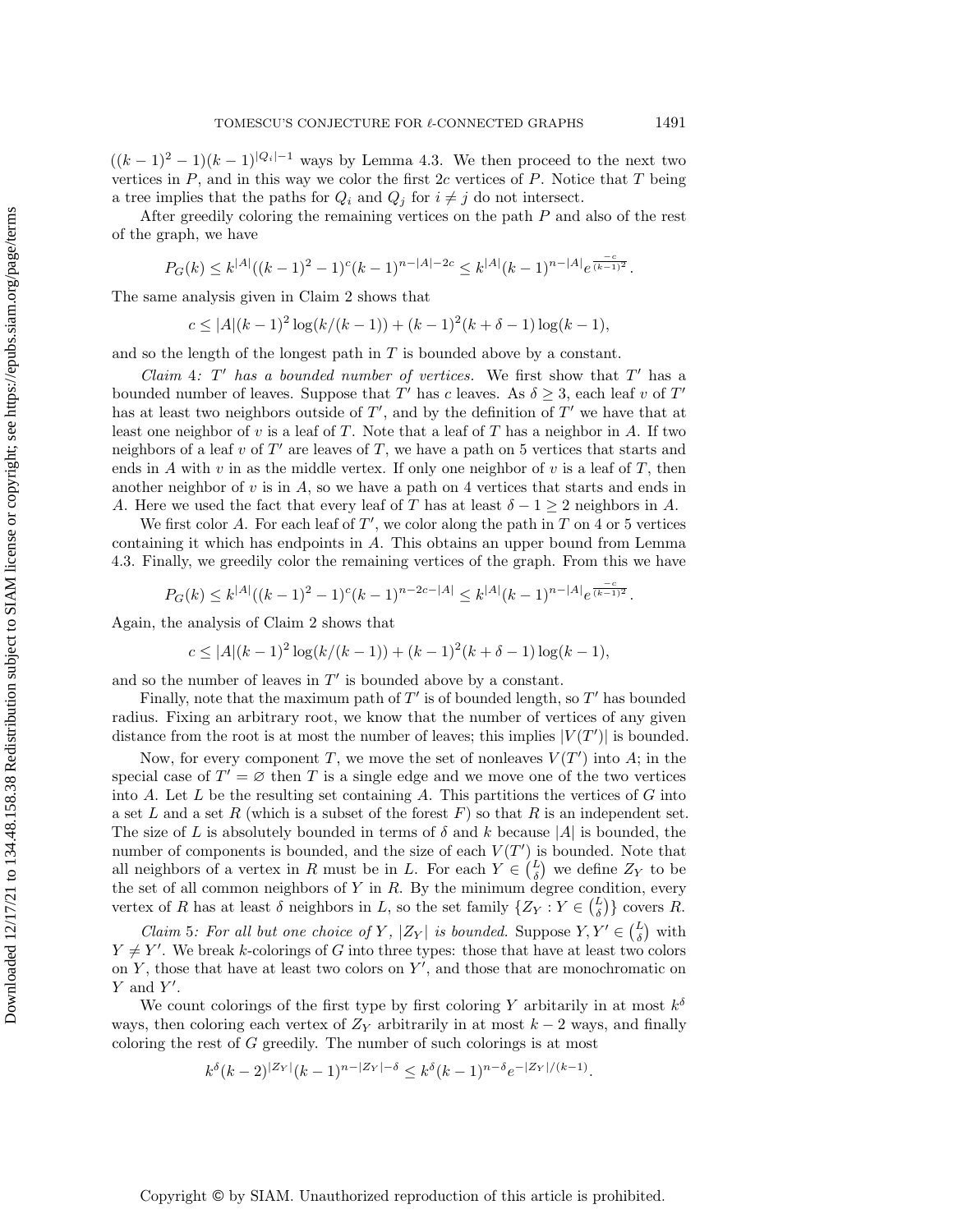$((k-1)^2-1)(k-1)^{|Q_i|-1}$ ways by Lemma 4.3. We then proceed to the next two vertices in $P$, and in this way we color the first $2c$ vertices of $P$. Notice that $T$ being a tree implies that the paths for $Q_i$ and $Q_j$ for $i \neq j$ do not intersect.

After greedily coloring the remaining vertices on the path $P$ and also of the rest of the graph, we have

$$P_G(k) \leq k^{|A|}((k-1)^2-1)^c(k-1)^{n-|A|-2c} \leq k^{|A|}(k-1)^{n-|A|}e^{\frac{-c}{(k-1)^2}}.$$

The same analysis given in Claim 2 shows that

$$c \leq |A|(k-1)^2\log(k/(k-1)) + (k-1)^2(k+\delta-1)\log(k-1),$$

and so the length of the longest path in $T$ is bounded above by a constant.

*Claim 4: $T'$ has a bounded number of vertices.* We first show that $T'$ has a bounded number of leaves. Suppose that $T'$ has $c$ leaves. As $\delta \geq 3$, each leaf $v$ of $T'$ has at least two neighbors outside of $T'$, and by the definition of $T'$ we have that at least one neighbor of $v$ is a leaf of $T$. Note that a leaf of $T$ has a neighbor in $A$. If two neighbors of a leaf $v$ of $T'$ are leaves of $T$, we have a path on 5 vertices that starts and ends in $A$ with $v$ in as the middle vertex. If only one neighbor of $v$ is a leaf of $T$, then another neighbor of $v$ is in $A$, so we have a path on 4 vertices that starts and ends in $A$. Here we used the fact that every leaf of $T$ has at least $\delta - 1 \geq 2$ neighbors in $A$.

We first color $A$. For each leaf of $T'$, we color along the path in $T$ on 4 or 5 vertices containing it which has endpoints in $A$. This obtains an upper bound from Lemma 4.3. Finally, we greedily color the remaining vertices of the graph. From this we have

$$P_G(k) \leq k^{|A|}((k-1)^2-1)^c(k-1)^{n-2c-|A|} \leq k^{|A|}(k-1)^{n-|A|}e^{\frac{-c}{(k-1)^2}}.$$

Again, the analysis of Claim 2 shows that

$$c \leq |A|(k-1)^2\log(k/(k-1)) + (k-1)^2(k+\delta-1)\log(k-1),$$

and so the number of leaves in $T'$ is bounded above by a constant.

Finally, note that the maximum path of $T'$ is of bounded length, so $T'$ has bounded radius. Fixing an arbitrary root, we know that the number of vertices of any given distance from the root is at most the number of leaves; this implies $|V(T')|$ is bounded.

Now, for every component $T$, we move the set of nonleaves $V(T')$ into $A$; in the special case of $T' = \varnothing$ then $T$ is a single edge and we move one of the two vertices into $A$. Let $L$ be the resulting set containing $A$. This partitions the vertices of $G$ into a set $L$ and a set $R$ (which is a subset of the forest $F$) so that $R$ is an independent set. The size of $L$ is absolutely bounded in terms of $\delta$ and $k$ because $|A|$ is bounded, the number of components is bounded, and the size of each $V(T')$ is bounded. Note that all neighbors of a vertex in $R$ must be in $L$. For each $Y \in \binom{L}{\delta}$ we define $Z_Y$ to be the set of all common neighbors of $Y$ in $R$. By the minimum degree condition, every vertex of $R$ has at least $\delta$ neighbors in $L$, so the set family $\{Z_Y : Y \in \binom{L}{\delta}\}$ covers $R$.

*Claim 5: For all but one choice of $Y$, $|Z_Y|$ is bounded.* Suppose $Y, Y' \in \binom{L}{\delta}$ with $Y \neq Y'$. We break $k$-colorings of $G$ into three types: those that have at least two colors on $Y$, those that have at least two colors on $Y'$, and those that are monochromatic on $Y$ and $Y'$.

We count colorings of the first type by first coloring $Y$ arbitarily in at most $k^\delta$ ways, then coloring each vertex of $Z_Y$ arbitrarily in at most $k-2$ ways, and finally coloring the rest of $G$ greedily. The number of such colorings is at most

$$k^\delta(k-2)^{|Z_Y|}(k-1)^{n-|Z_Y|-\delta} \leq k^\delta(k-1)^{n-\delta}e^{-|Z_Y|/(k-1)}.$$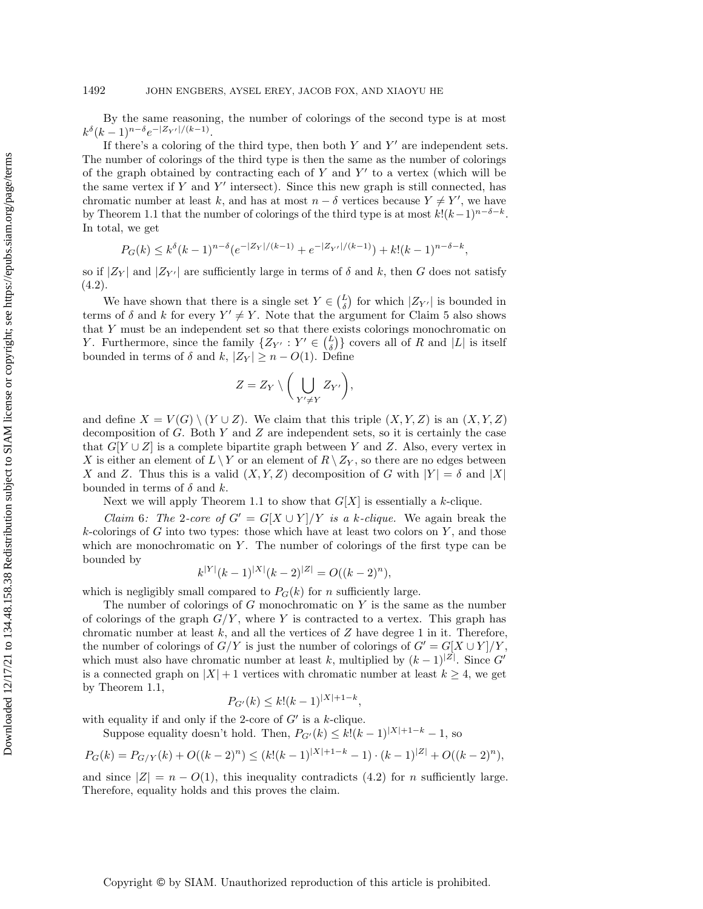By the same reasoning, the number of colorings of the second type is at most $k^\delta(k-1)^{n-\delta}e^{-|Z_{Y'}|/(k-1)}$.

If there's a coloring of the third type, then both $Y$ and $Y'$ are independent sets. The number of colorings of the third type is then the same as the number of colorings of the graph obtained by contracting each of $Y$ and $Y'$ to a vertex (which will be the same vertex if $Y$ and $Y'$ intersect). Since this new graph is still connected, has chromatic number at least $k$, and has at most $n-\delta$ vertices because $Y \neq Y'$, we have by Theorem 1.1 that the number of colorings of the third type is at most $k!(k-1)^{n-\delta-k}$. In total, we get

$$P_G(k) \leq k^\delta(k-1)^{n-\delta}(e^{-|Z_Y|/(k-1)} + e^{-|Z_{Y'}|/(k-1)}) + k!(k-1)^{n-\delta-k},$$

so if $|Z_Y|$ and $|Z_{Y'}|$ are sufficiently large in terms of $\delta$ and $k$, then $G$ does not satisfy (4.2).

We have shown that there is a single set $Y \in \binom{L}{\delta}$ for which $|Z_{Y'}|$ is bounded in terms of $\delta$ and $k$ for every $Y' \neq Y$. Note that the argument for Claim 5 also shows that $Y$ must be an independent set so that there exists colorings monochromatic on $Y$. Furthermore, since the family $\{Z_{Y'} : Y' \in \binom{L}{\delta}\}$ covers all of $R$ and $|L|$ is itself bounded in terms of $\delta$ and $k$, $|Z_Y| \geq n - O(1)$. Define

$$Z = Z_Y \setminus \left( \bigcup_{Y' \neq Y} Z_{Y'} \right),$$

and define $X = V(G) \setminus (Y \cup Z)$. We claim that this triple $(X, Y, Z)$ is an $(X, Y, Z)$ decomposition of $G$. Both $Y$ and $Z$ are independent sets, so it is certainly the case that $G[Y \cup Z]$ is a complete bipartite graph between $Y$ and $Z$. Also, every vertex in $X$ is either an element of $L \setminus Y$ or an element of $R \setminus Z_Y$, so there are no edges between $X$ and $Z$. Thus this is a valid $(X, Y, Z)$ decomposition of $G$ with $|Y| = \delta$ and $|X|$ bounded in terms of $\delta$ and $k$.

Next we will apply Theorem 1.1 to show that $G[X]$ is essentially a $k$-clique.

*Claim 6: The 2-core of $G' = G[X \cup Y]/Y$ is a $k$-clique.* We again break the $k$-colorings of $G$ into two types: those which have at least two colors on $Y$, and those which are monochromatic on $Y$. The number of colorings of the first type can be bounded by

$$k^{|Y|}(k-1)^{|X|}(k-2)^{|Z|} = O((k-2)^n),$$

which is negligibly small compared to $P_G(k)$ for $n$ sufficiently large.

The number of colorings of $G$ monochromatic on $Y$ is the same as the number of colorings of the graph $G/Y$, where $Y$ is contracted to a vertex. This graph has chromatic number at least $k$, and all the vertices of $Z$ have degree 1 in it. Therefore, the number of colorings of $G/Y$ is just the number of colorings of $G' = G[X \cup Y]/Y$, which must also have chromatic number at least $k$, multiplied by $(k-1)^{|Z|}$. Since $G'$ is a connected graph on $|X|+1$ vertices with chromatic number at least $k \geq 4$, we get by Theorem 1.1,

$$P_{G'}(k) \leq k!(k-1)^{|X|+1-k},$$

with equality if and only if the 2-core of $G'$ is a $k$-clique.

Suppose equality doesn't hold. Then, $P_{G'}(k) \leq k!(k-1)^{|X|+1-k} - 1$, so

$$P_G(k) = P_{G/Y}(k) + O((k-2)^n) \leq (k!(k-1)^{|X|+1-k} - 1) \cdot (k-1)^{|Z|} + O((k-2)^n),$$

and since $|Z| = n - O(1)$, this inequality contradicts (4.2) for $n$ sufficiently large. Therefore, equality holds and this proves the claim.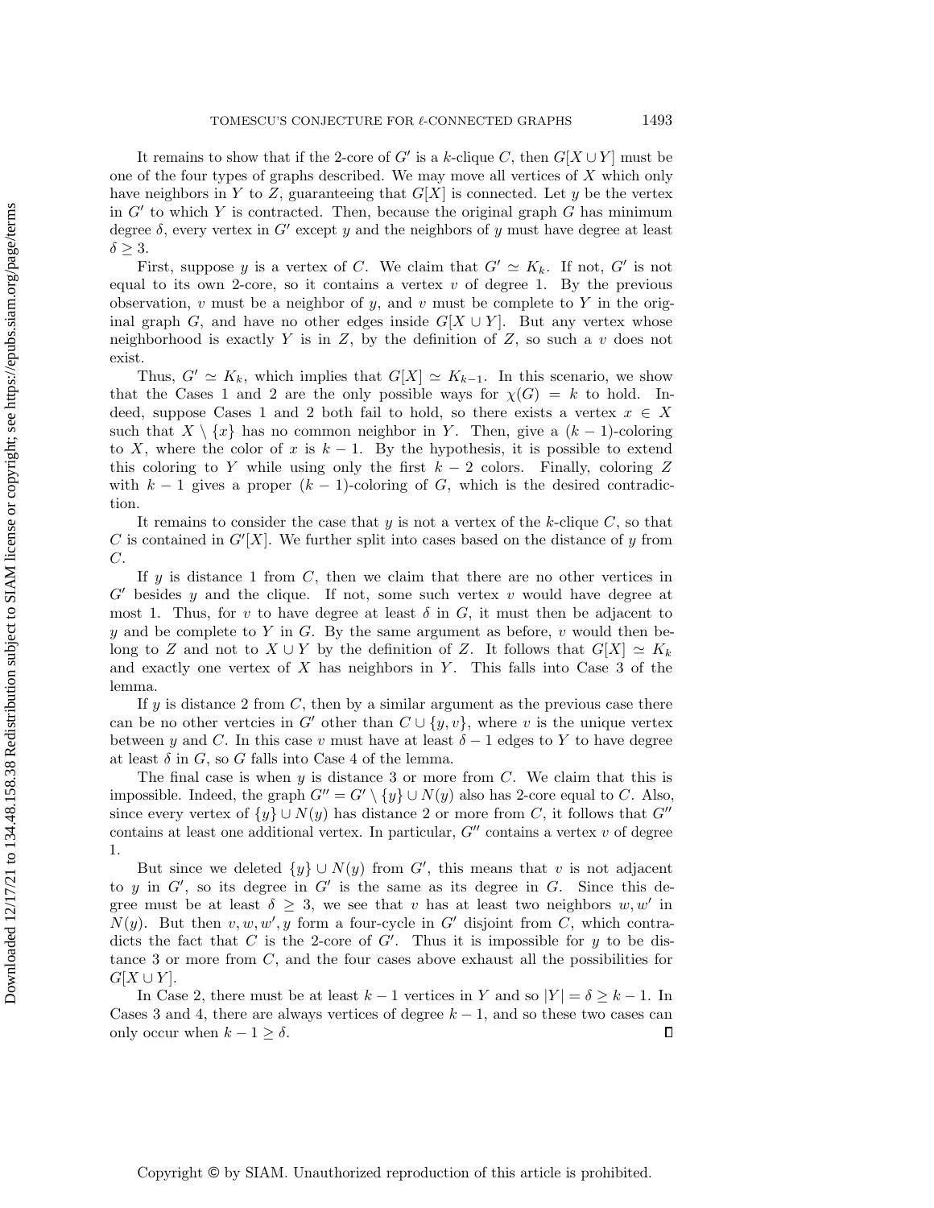It remains to show that if the 2-core of $G'$ is a $k$-clique $C$, then $G[X \cup Y]$ must be one of the four types of graphs described. We may move all vertices of $X$ which only have neighbors in $Y$ to $Z$, guaranteeing that $G[X]$ is connected. Let $y$ be the vertex in $G'$ to which $Y$ is contracted. Then, because the original graph $G$ has minimum degree $\delta$, every vertex in $G'$ except $y$ and the neighbors of $y$ must have degree at least $\delta \geq 3$.

First, suppose $y$ is a vertex of $C$. We claim that $G' \simeq K_k$. If not, $G'$ is not equal to its own 2-core, so it contains a vertex $v$ of degree 1. By the previous observation, $v$ must be a neighbor of $y$, and $v$ must be complete to $Y$ in the original graph $G$, and have no other edges inside $G[X \cup Y]$. But any vertex whose neighborhood is exactly $Y$ is in $Z$, by the definition of $Z$, so such a $v$ does not exist.

Thus, $G' \simeq K_k$, which implies that $G[X] \simeq K_{k-1}$. In this scenario, we show that the Cases 1 and 2 are the only possible ways for $\chi(G) = k$ to hold. Indeed, suppose Cases 1 and 2 both fail to hold, so there exists a vertex $x \in X$ such that $X \setminus \{x\}$ has no common neighbor in $Y$. Then, give a $(k-1)$-coloring to $X$, where the color of $x$ is $k-1$. By the hypothesis, it is possible to extend this coloring to $Y$ while using only the first $k-2$ colors. Finally, coloring $Z$ with $k-1$ gives a proper $(k-1)$-coloring of $G$, which is the desired contradiction.

It remains to consider the case that $y$ is not a vertex of the $k$-clique $C$, so that $C$ is contained in $G'[X]$. We further split into cases based on the distance of $y$ from $C$.

If $y$ is distance 1 from $C$, then we claim that there are no other vertices in $G'$ besides $y$ and the clique. If not, some such vertex $v$ would have degree at most 1. Thus, for $v$ to have degree at least $\delta$ in $G$, it must then be adjacent to $y$ and be complete to $Y$ in $G$. By the same argument as before, $v$ would then belong to $Z$ and not to $X \cup Y$ by the definition of $Z$. It follows that $G[X] \simeq K_k$ and exactly one vertex of $X$ has neighbors in $Y$. This falls into Case 3 of the lemma.

If $y$ is distance 2 from $C$, then by a similar argument as the previous case there can be no other vertcies in $G'$ other than $C \cup \{y, v\}$, where $v$ is the unique vertex between $y$ and $C$. In this case $v$ must have at least $\delta - 1$ edges to $Y$ to have degree at least $\delta$ in $G$, so $G$ falls into Case 4 of the lemma.

The final case is when $y$ is distance 3 or more from $C$. We claim that this is impossible. Indeed, the graph $G'' = G' \setminus \{y\} \cup N(y)$ also has 2-core equal to $C$. Also, since every vertex of $\{y\} \cup N(y)$ has distance 2 or more from $C$, it follows that $G''$ contains at least one additional vertex. In particular, $G''$ contains a vertex $v$ of degree 1.

But since we deleted $\{y\} \cup N(y)$ from $G'$, this means that $v$ is not adjacent to $y$ in $G'$, so its degree in $G'$ is the same as its degree in $G$. Since this degree must be at least $\delta \geq 3$, we see that $v$ has at least two neighbors $w, w'$ in $N(y)$. But then $v, w, w', y$ form a four-cycle in $G'$ disjoint from $C$, which contradicts the fact that $C$ is the 2-core of $G'$. Thus it is impossible for $y$ to be distance 3 or more from $C$, and the four cases above exhaust all the possibilities for $G[X \cup Y]$.

In Case 2, there must be at least $k-1$ vertices in $Y$ and so $|Y| = \delta \geq k-1$. In Cases 3 and 4, there are always vertices of degree $k-1$, and so these two cases can only occur when $k - 1 \geq \delta$. $\square$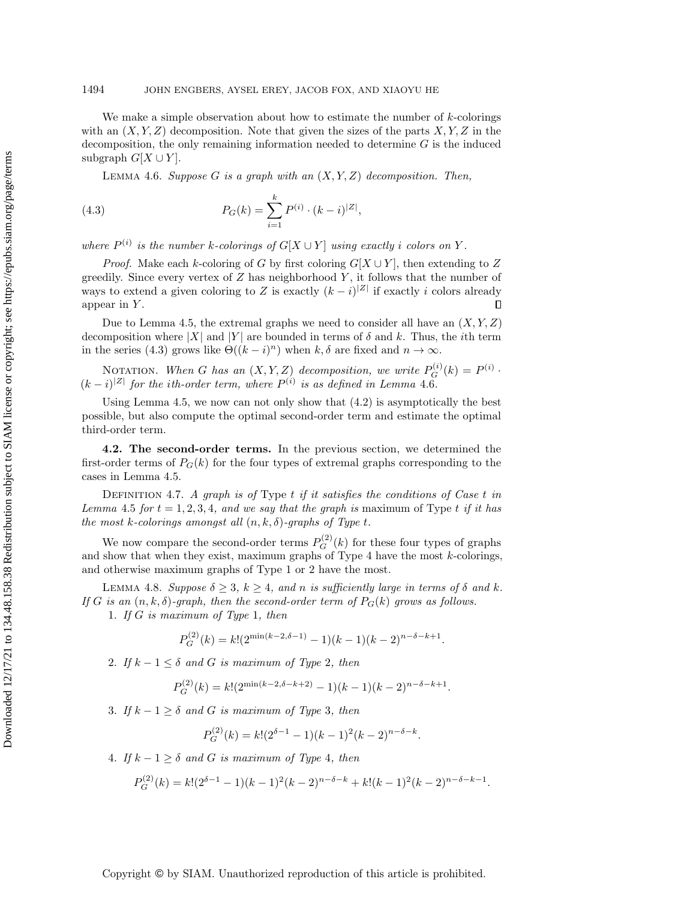We make a simple observation about how to estimate the number of $k$-colorings with an $(X, Y, Z)$ decomposition. Note that given the sizes of the parts $X, Y, Z$ in the decomposition, the only remaining information needed to determine $G$ is the induced subgraph $G[X \cup Y]$.

LEMMA 4.6. *Suppose $G$ is a graph with an $(X, Y, Z)$ decomposition. Then,*

$$P_G(k) = \sum_{i=1}^{k} P^{(i)} \cdot (k-i)^{|Z|}, \tag{4.3}$$

*where $P^{(i)}$ is the number $k$-colorings of $G[X \cup Y]$ using exactly $i$ colors on $Y$.*

*Proof.* Make each $k$-coloring of $G$ by first coloring $G[X \cup Y]$, then extending to $Z$ greedily. Since every vertex of $Z$ has neighborhood $Y$, it follows that the number of ways to extend a given coloring to $Z$ is exactly $(k-i)^{|Z|}$ if exactly $i$ colors already appear in $Y$. ∎

Due to Lemma 4.5, the extremal graphs we need to consider all have an $(X, Y, Z)$ decomposition where $|X|$ and $|Y|$ are bounded in terms of $\delta$ and $k$. Thus, the $i$th term in the series (4.3) grows like $\Theta((k-i)^n)$ when $k, \delta$ are fixed and $n \to \infty$.

NOTATION. *When $G$ has an $(X, Y, Z)$ decomposition, we write $P_G^{(i)}(k) = P^{(i)} \cdot (k-i)^{|Z|}$ for the $i$th-order term, where $P^{(i)}$ is as defined in Lemma* 4.6.

Using Lemma 4.5, we now can not only show that (4.2) is asymptotically the best possible, but also compute the optimal second-order term and estimate the optimal third-order term.

**4.2. The second-order terms.** In the previous section, we determined the first-order terms of $P_G(k)$ for the four types of extremal graphs corresponding to the cases in Lemma 4.5.

DEFINITION 4.7. *A graph is of* Type $t$ *if it satisfies the conditions of Case $t$ in Lemma* 4.5 *for $t = 1, 2, 3, 4$, and we say that the graph is* maximum of Type $t$ *if it has the most $k$-colorings amongst all $(n, k, \delta)$-graphs of Type $t$.*

We now compare the second-order terms $P_G^{(2)}(k)$ for these four types of graphs and show that when they exist, maximum graphs of Type 4 have the most $k$-colorings, and otherwise maximum graphs of Type 1 or 2 have the most.

LEMMA 4.8. *Suppose $\delta \geq 3$, $k \geq 4$, and $n$ is sufficiently large in terms of $\delta$ and $k$. If $G$ is an $(n, k, \delta)$-graph, then the second-order term of $P_G(k)$ grows as follows.*

1. *If $G$ is maximum of Type* 1, *then*

$$P_G^{(2)}(k) = k!(2^{\min(k-2, \delta-1)} - 1)(k-1)(k-2)^{n-\delta-k+1}.$$

2. *If $k - 1 \leq \delta$ and $G$ is maximum of Type* 2, *then*

$$P_G^{(2)}(k) = k!(2^{\min(k-2, \delta-k+2)} - 1)(k-1)(k-2)^{n-\delta-k+1}.$$

3. *If $k - 1 \geq \delta$ and $G$ is maximum of Type* 3, *then*

$$P_G^{(2)}(k) = k!(2^{\delta-1} - 1)(k-1)^2(k-2)^{n-\delta-k}.$$

4. *If $k - 1 \geq \delta$ and $G$ is maximum of Type* 4, *then*

$$P_G^{(2)}(k) = k!(2^{\delta-1} - 1)(k-1)^2(k-2)^{n-\delta-k} + k!(k-1)^2(k-2)^{n-\delta-k-1}.$$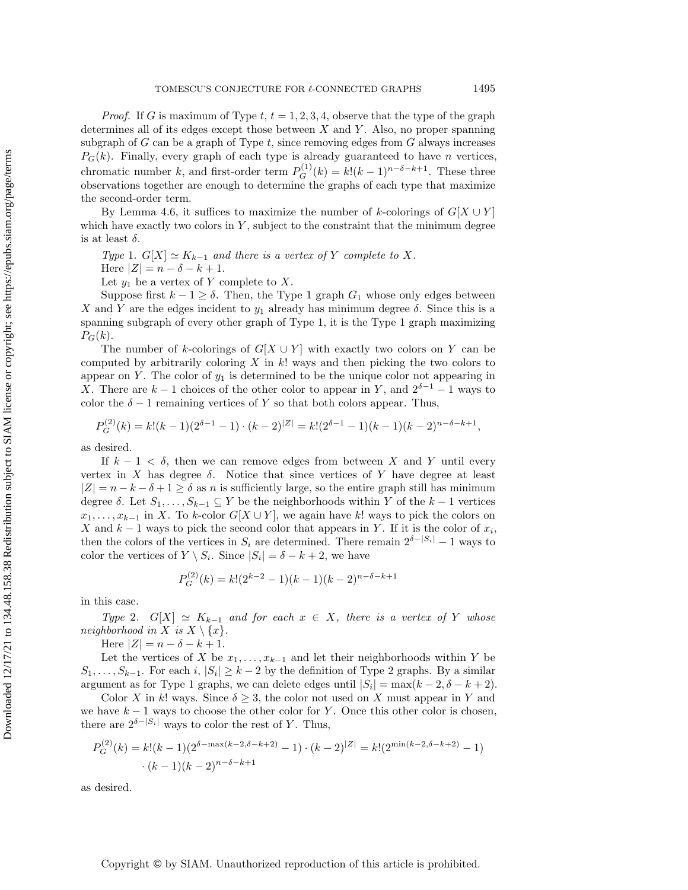*Proof.* If $G$ is maximum of Type $t$, $t = 1, 2, 3, 4$, observe that the type of the graph determines all of its edges except those between $X$ and $Y$. Also, no proper spanning subgraph of $G$ can be a graph of Type $t$, since removing edges from $G$ always increases $P_G(k)$. Finally, every graph of each type is already guaranteed to have $n$ vertices, chromatic number $k$, and first-order term $P_G^{(1)}(k) = k!(k-1)^{n-\delta-k+1}$. These three observations together are enough to determine the graphs of each type that maximize the second-order term.

By Lemma 4.6, it suffices to maximize the number of $k$-colorings of $G[X \cup Y]$ which have exactly two colors in $Y$, subject to the constraint that the minimum degree is at least $\delta$.

*Type* 1. *$G[X] \simeq K_{k-1}$ and there is a vertex of $Y$ complete to $X$.*

Here $|Z| = n - \delta - k + 1$.

Let $y_1$ be a vertex of $Y$ complete to $X$.

Suppose first $k - 1 \geq \delta$. Then, the Type 1 graph $G_1$ whose only edges between $X$ and $Y$ are the edges incident to $y_1$ already has minimum degree $\delta$. Since this is a spanning subgraph of every other graph of Type 1, it is the Type 1 graph maximizing $P_G(k)$.

The number of $k$-colorings of $G[X \cup Y]$ with exactly two colors on $Y$ can be computed by arbitrarily coloring $X$ in $k!$ ways and then picking the two colors to appear on $Y$. The color of $y_1$ is determined to be the unique color not appearing in $X$. There are $k-1$ choices of the other color to appear in $Y$, and $2^{\delta-1} - 1$ ways to color the $\delta - 1$ remaining vertices of $Y$ so that both colors appear. Thus,

$$P_G^{(2)}(k) = k!(k-1)(2^{\delta-1} - 1) \cdot (k-2)^{|Z|} = k!(2^{\delta-1} - 1)(k-1)(k-2)^{n-\delta-k+1},$$

as desired.

If $k - 1 < \delta$, then we can remove edges from between $X$ and $Y$ until every vertex in $X$ has degree $\delta$. Notice that since vertices of $Y$ have degree at least $|Z| = n - k - \delta + 1 \geq \delta$ as $n$ is sufficiently large, so the entire graph still has minimum degree $\delta$. Let $S_1, \ldots, S_{k-1} \subseteq Y$ be the neighborhoods within $Y$ of the $k-1$ vertices $x_1, \ldots, x_{k-1}$ in $X$. To $k$-color $G[X \cup Y]$, we again have $k!$ ways to pick the colors on $X$ and $k-1$ ways to pick the second color that appears in $Y$. If it is the color of $x_i$, then the colors of the vertices in $S_i$ are determined. There remain $2^{\delta - |S_i|} - 1$ ways to color the vertices of $Y \setminus S_i$. Since $|S_i| = \delta - k + 2$, we have

$$P_G^{(2)}(k) = k!(2^{k-2} - 1)(k-1)(k-2)^{n-\delta-k+1}$$

in this case.

*Type* 2. *$G[X] \simeq K_{k-1}$ and for each $x \in X$, there is a vertex of $Y$ whose neighborhood in $X$ is $X \setminus \{x\}$.*

Here $|Z| = n - \delta - k + 1$.

Let the vertices of $X$ be $x_1, \ldots, x_{k-1}$ and let their neighborhoods within $Y$ be $S_1, \ldots, S_{k-1}$. For each $i$, $|S_i| \geq k - 2$ by the definition of Type 2 graphs. By a similar argument as for Type 1 graphs, we can delete edges until $|S_i| = \max(k-2, \delta - k + 2)$.

Color $X$ in $k!$ ways. Since $\delta \geq 3$, the color not used on $X$ must appear in $Y$ and we have $k - 1$ ways to choose the other color for $Y$. Once this other color is chosen, there are $2^{\delta - |S_i|}$ ways to color the rest of $Y$. Thus,

$$P_G^{(2)}(k) = k!(k-1)(2^{\delta - \max(k-2, \delta-k+2)} - 1) \cdot (k-2)^{|Z|} = k!(2^{\min(k-2, \delta-k+2)} - 1) \cdot (k-1)(k-2)^{n-\delta-k+1}$$

as desired.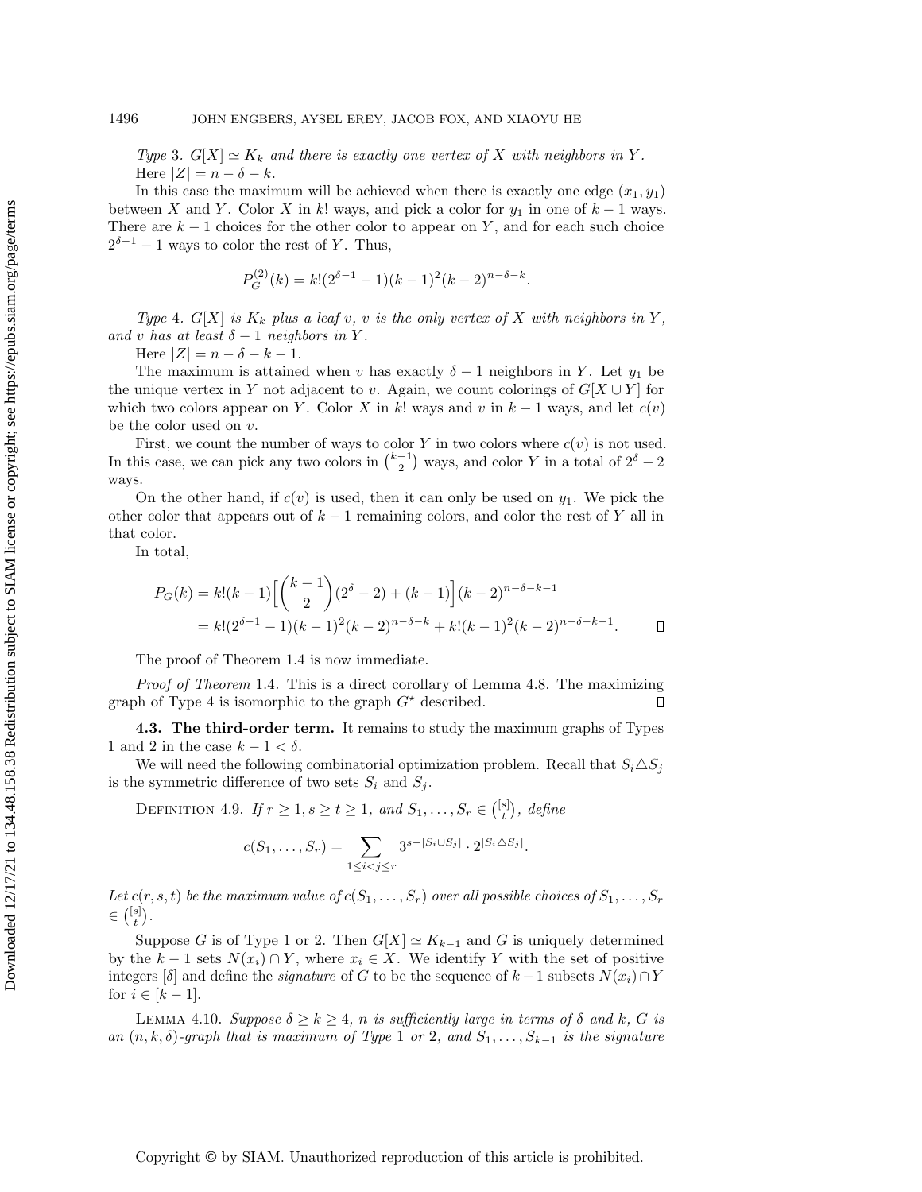*Type* 3. $G[X] \simeq K_k$ *and there is exactly one vertex of* $X$ *with neighbors in* $Y$*.*

Here $|Z| = n - \delta - k$.

In this case the maximum will be achieved when there is exactly one edge $(x_1, y_1)$ between $X$ and $Y$. Color $X$ in $k!$ ways, and pick a color for $y_1$ in one of $k-1$ ways. There are $k-1$ choices for the other color to appear on $Y$, and for each such choice $2^{\delta-1} - 1$ ways to color the rest of $Y$. Thus,

$$P_G^{(2)}(k) = k!(2^{\delta-1} - 1)(k-1)^2(k-2)^{n-\delta-k}.$$

*Type* 4. $G[X]$ *is* $K_k$ *plus a leaf* $v$*,* $v$ *is the only vertex of* $X$ *with neighbors in* $Y$*, and* $v$ *has at least* $\delta - 1$ *neighbors in* $Y$*.*

Here $|Z| = n - \delta - k - 1$.

The maximum is attained when $v$ has exactly $\delta - 1$ neighbors in $Y$. Let $y_1$ be the unique vertex in $Y$ not adjacent to $v$. Again, we count colorings of $G[X \cup Y]$ for which two colors appear on $Y$. Color $X$ in $k!$ ways and $v$ in $k-1$ ways, and let $c(v)$ be the color used on $v$.

First, we count the number of ways to color $Y$ in two colors where $c(v)$ is not used. In this case, we can pick any two colors in $\binom{k-1}{2}$ ways, and color $Y$ in a total of $2^\delta - 2$ ways.

On the other hand, if $c(v)$ is used, then it can only be used on $y_1$. We pick the other color that appears out of $k-1$ remaining colors, and color the rest of $Y$ all in that color.

In total,

$$\begin{aligned} P_G(k) &= k!(k-1)\Big[\binom{k-1}{2}(2^\delta - 2) + (k-1)\Big](k-2)^{n-\delta-k-1} \\ &= k!(2^{\delta-1} - 1)(k-1)^2(k-2)^{n-\delta-k} + k!(k-1)^2(k-2)^{n-\delta-k-1}. \end{aligned}$$

$\square$

The proof of Theorem 1.4 is now immediate.

*Proof of Theorem* 1.4. This is a direct corollary of Lemma 4.8. The maximizing graph of Type 4 is isomorphic to the graph $G^\star$ described. $\square$

### 4.3. The third-order term.

It remains to study the maximum graphs of Types 1 and 2 in the case $k - 1 < \delta$.

We will need the following combinatorial optimization problem. Recall that $S_i \triangle S_j$ is the symmetric difference of two sets $S_i$ and $S_j$.

Definition 4.9. *If* $r \geq 1$*,* $s \geq t \geq 1$*, and* $S_1, \ldots, S_r \in \binom{[s]}{t}$*, define*

$$c(S_1, \ldots, S_r) = \sum_{1 \leq i < j \leq r} 3^{s - |S_i \cup S_j|} \cdot 2^{|S_i \triangle S_j|}.$$

*Let* $c(r, s, t)$ *be the maximum value of* $c(S_1, \ldots, S_r)$ *over all possible choices of* $S_1, \ldots, S_r \in \binom{[s]}{t}$*.*

Suppose $G$ is of Type 1 or 2. Then $G[X] \simeq K_{k-1}$ and $G$ is uniquely determined by the $k-1$ sets $N(x_i) \cap Y$, where $x_i \in X$. We identify $Y$ with the set of positive integers $[\delta]$ and define the *signature* of $G$ to be the sequence of $k-1$ subsets $N(x_i) \cap Y$ for $i \in [k-1]$.

Lemma 4.10. *Suppose* $\delta \geq k \geq 4$*,* $n$ *is sufficiently large in terms of* $\delta$ *and* $k$*,* $G$ *is an* $(n, k, \delta)$*-graph that is maximum of Type* 1 *or* 2*, and* $S_1, \ldots, S_{k-1}$ *is the signature*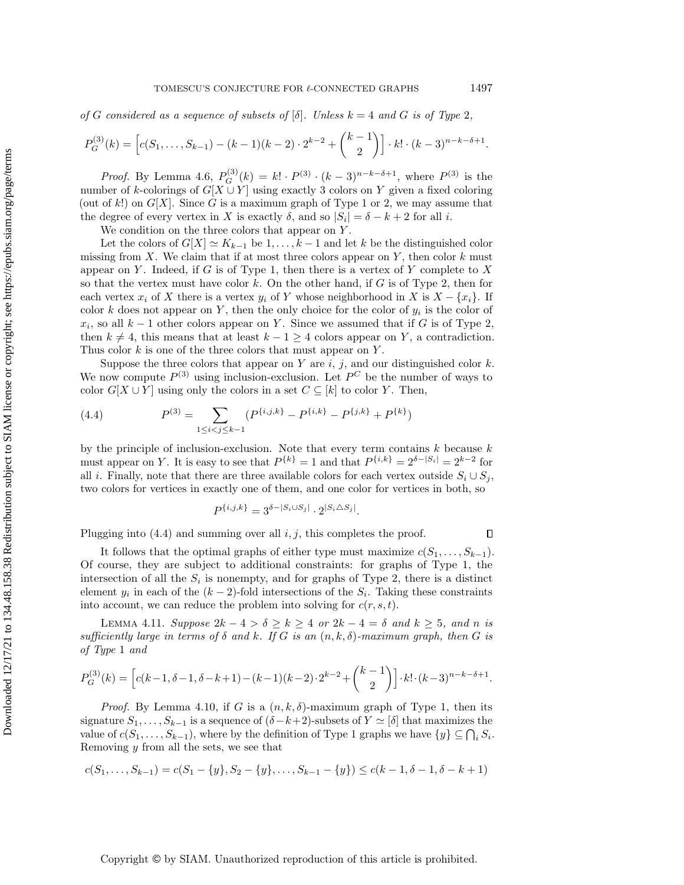*of G considered as a sequence of subsets of* $[\delta]$*. Unless* $k = 4$ *and G is of Type* 2*,*

$$P_G^{(3)}(k) = \left[c(S_1, \ldots, S_{k-1}) - (k-1)(k-2) \cdot 2^{k-2} + \binom{k-1}{2}\right] \cdot k! \cdot (k-3)^{n-k-\delta+1}.$$

*Proof.* By Lemma 4.6, $P_G^{(3)}(k) = k! \cdot P^{(3)} \cdot (k-3)^{n-k-\delta+1}$, where $P^{(3)}$ is the number of $k$-colorings of $G[X \cup Y]$ using exactly 3 colors on $Y$ given a fixed coloring (out of $k!$) on $G[X]$. Since $G$ is a maximum graph of Type 1 or 2, we may assume that the degree of every vertex in $X$ is exactly $\delta$, and so $|S_i| = \delta - k + 2$ for all $i$.

We condition on the three colors that appear on $Y$.

Let the colors of $G[X] \simeq K_{k-1}$ be $1, \ldots, k-1$ and let $k$ be the distinguished color missing from $X$. We claim that if at most three colors appear on $Y$, then color $k$ must appear on $Y$. Indeed, if $G$ is of Type 1, then there is a vertex of $Y$ complete to $X$ so that the vertex must have color $k$. On the other hand, if $G$ is of Type 2, then for each vertex $x_i$ of $X$ there is a vertex $y_i$ of $Y$ whose neighborhood in $X$ is $X - \{x_i\}$. If color $k$ does not appear on $Y$, then the only choice for the color of $y_i$ is the color of $x_i$, so all $k-1$ other colors appear on $Y$. Since we assumed that if $G$ is of Type 2, then $k \neq 4$, this means that at least $k - 1 \geq 4$ colors appear on $Y$, a contradiction. Thus color $k$ is one of the three colors that must appear on $Y$.

Suppose the three colors that appear on $Y$ are $i$, $j$, and our distinguished color $k$. We now compute $P^{(3)}$ using inclusion-exclusion. Let $P^C$ be the number of ways to color $G[X \cup Y]$ using only the colors in a set $C \subseteq [k]$ to color $Y$. Then,

$$P^{(3)} = \sum_{1 \leq i < j \leq k-1} (P^{\{i,j,k\}} - P^{\{i,k\}} - P^{\{j,k\}} + P^{\{k\}}) \tag{4.4}$$

by the principle of inclusion-exclusion. Note that every term contains $k$ because $k$ must appear on $Y$. It is easy to see that $P^{\{k\}} = 1$ and that $P^{\{i,k\}} = 2^{\delta - |S_i|} = 2^{k-2}$ for all $i$. Finally, note that there are three available colors for each vertex outside $S_i \cup S_j$, two colors for vertices in exactly one of them, and one color for vertices in both, so

$$P^{\{i,j,k\}} = 3^{\delta - |S_i \cup S_j|} \cdot 2^{|S_i \triangle S_j|}.$$

Plugging into (4.4) and summing over all $i, j$, this completes the proof. ∎

It follows that the optimal graphs of either type must maximize $c(S_1, \ldots, S_{k-1})$. Of course, they are subject to additional constraints: for graphs of Type 1, the intersection of all the $S_i$ is nonempty, and for graphs of Type 2, there is a distinct element $y_i$ in each of the $(k-2)$-fold intersections of the $S_i$. Taking these constraints into account, we can reduce the problem into solving for $c(r, s, t)$.

Lemma 4.11. *Suppose* $2k - 4 > \delta \geq k \geq 4$ *or* $2k - 4 = \delta$ *and* $k \geq 5$*, and n is sufficiently large in terms of* $\delta$ *and* $k$*. If G is an* $(n, k, \delta)$*-maximum graph, then G is of Type* 1 *and*

$$P_G^{(3)}(k) = \left[c(k-1, \delta-1, \delta-k+1) - (k-1)(k-2) \cdot 2^{k-2} + \binom{k-1}{2}\right] \cdot k! \cdot (k-3)^{n-k-\delta+1}.$$

*Proof.* By Lemma 4.10, if $G$ is a $(n, k, \delta)$-maximum graph of Type 1, then its signature $S_1, \ldots, S_{k-1}$ is a sequence of $(\delta - k + 2)$-subsets of $Y \simeq [\delta]$ that maximizes the value of $c(S_1, \ldots, S_{k-1})$, where by the definition of Type 1 graphs we have $\{y\} \subseteq \bigcap_i S_i$. Removing $y$ from all the sets, we see that

$$c(S_1, \ldots, S_{k-1}) = c(S_1 - \{y\}, S_2 - \{y\}, \ldots, S_{k-1} - \{y\}) \leq c(k-1, \delta-1, \delta-k+1)$$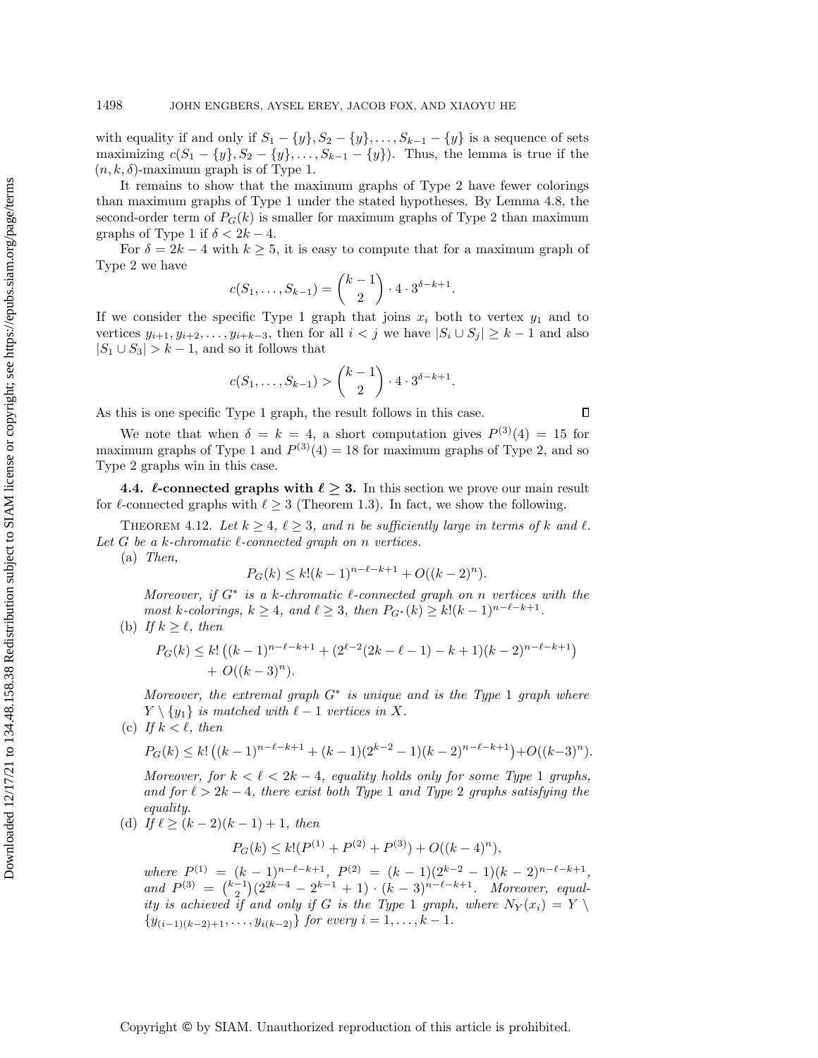with equality if and only if $S_1 - \{y\}, S_2 - \{y\}, \ldots, S_{k-1} - \{y\}$ is a sequence of sets maximizing $c(S_1 - \{y\}, S_2 - \{y\}, \ldots, S_{k-1} - \{y\})$. Thus, the lemma is true if the $(n, k, \delta)$-maximum graph is of Type 1.

It remains to show that the maximum graphs of Type 2 have fewer colorings than maximum graphs of Type 1 under the stated hypotheses. By Lemma 4.8, the second-order term of $P_G(k)$ is smaller for maximum graphs of Type 2 than maximum graphs of Type 1 if $\delta < 2k - 4$.

For $\delta = 2k - 4$ with $k \geq 5$, it is easy to compute that for a maximum graph of Type 2 we have

$$c(S_1, \ldots, S_{k-1}) = \binom{k-1}{2} \cdot 4 \cdot 3^{\delta - k + 1}.$$

If we consider the specific Type 1 graph that joins $x_i$ both to vertex $y_1$ and to vertices $y_{i+1}, y_{i+2}, \ldots, y_{i+k-3}$, then for all $i < j$ we have $|S_i \cup S_j| \geq k - 1$ and also $|S_1 \cup S_3| > k - 1$, and so it follows that

$$c(S_1, \ldots, S_{k-1}) > \binom{k-1}{2} \cdot 4 \cdot 3^{\delta - k + 1}.$$

As this is one specific Type 1 graph, the result follows in this case. $\square$

We note that when $\delta = k = 4$, a short computation gives $P^{(3)}(4) = 15$ for maximum graphs of Type 1 and $P^{(3)}(4) = 18$ for maximum graphs of Type 2, and so Type 2 graphs win in this case.

### 4.4. $\ell$-connected graphs with $\ell \geq 3$.

In this section we prove our main result for $\ell$-connected graphs with $\ell \geq 3$ (Theorem 1.3). In fact, we show the following.

THEOREM 4.12. *Let $k \geq 4$, $\ell \geq 3$, and $n$ be sufficiently large in terms of $k$ and $\ell$. Let $G$ be a $k$-chromatic $\ell$-connected graph on $n$ vertices.*

(a) *Then,*

$$P_G(k) \leq k!(k-1)^{n-\ell-k+1} + O((k-2)^n).$$

*Moreover, if $G^*$ is a $k$-chromatic $\ell$-connected graph on $n$ vertices with the most $k$-colorings, $k \geq 4$, and $\ell \geq 3$, then $P_{G^*}(k) \geq k!(k-1)^{n-\ell-k+1}$.*

(b) *If $k \geq \ell$, then*

$$P_G(k) \leq k!\left((k-1)^{n-\ell-k+1} + (2^{\ell-2}(2k-\ell-1) - k + 1)(k-2)^{n-\ell-k+1}\right) + O((k-3)^n).$$

*Moreover, the extremal graph $G^*$ is unique and is the Type 1 graph where $Y \setminus \{y_1\}$ is matched with $\ell - 1$ vertices in $X$.*

(c) *If $k < \ell$, then*

$$P_G(k) \leq k!\left((k-1)^{n-\ell-k+1} + (k-1)(2^{k-2}-1)(k-2)^{n-\ell-k+1}\right) + O((k-3)^n).$$

*Moreover, for $k < \ell < 2k - 4$, equality holds only for some Type 1 graphs, and for $\ell > 2k - 4$, there exist both Type 1 and Type 2 graphs satisfying the equality.*

(d) *If $\ell \geq (k-2)(k-1) + 1$, then*

$$P_G(k) \leq k!(P^{(1)} + P^{(2)} + P^{(3)}) + O((k-4)^n),$$

*where $P^{(1)} = (k-1)^{n-\ell-k+1}$, $P^{(2)} = (k-1)(2^{k-2}-1)(k-2)^{n-\ell-k+1}$, and $P^{(3)} = \binom{k-1}{2}(2^{2k-4} - 2^{k-1} + 1) \cdot (k-3)^{n-\ell-k+1}$. Moreover, equality is achieved if and only if $G$ is the Type 1 graph, where $N_Y(x_i) = Y \setminus \{y_{(i-1)(k-2)+1}, \ldots, y_{i(k-2)}\}$ for every $i = 1, \ldots, k-1$.*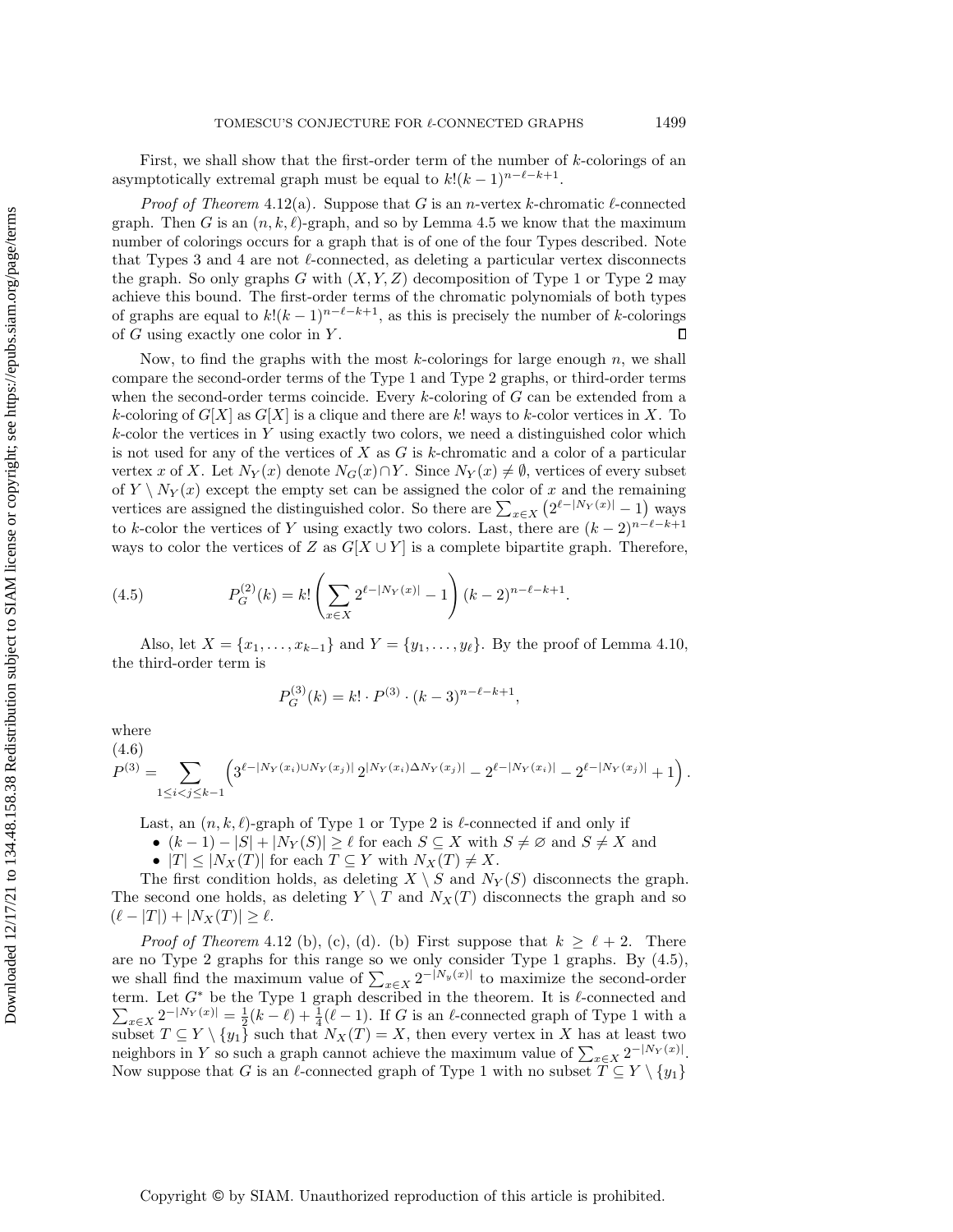First, we shall show that the first-order term of the number of $k$-colorings of an asymptotically extremal graph must be equal to $k!(k-1)^{n-\ell-k+1}$.

*Proof of Theorem* 4.12(a). Suppose that $G$ is an $n$-vertex $k$-chromatic $\ell$-connected graph. Then $G$ is an $(n,k,\ell)$-graph, and so by Lemma 4.5 we know that the maximum number of colorings occurs for a graph that is of one of the four Types described. Note that Types 3 and 4 are not $\ell$-connected, as deleting a particular vertex disconnects the graph. So only graphs $G$ with $(X,Y,Z)$ decomposition of Type 1 or Type 2 may achieve this bound. The first-order terms of the chromatic polynomials of both types of graphs are equal to $k!(k-1)^{n-\ell-k+1}$, as this is precisely the number of $k$-colorings of $G$ using exactly one color in $Y$. $\square$

Now, to find the graphs with the most $k$-colorings for large enough $n$, we shall compare the second-order terms of the Type 1 and Type 2 graphs, or third-order terms when the second-order terms coincide. Every $k$-coloring of $G$ can be extended from a $k$-coloring of $G[X]$ as $G[X]$ is a clique and there are $k!$ ways to $k$-color vertices in $X$. To $k$-color the vertices in $Y$ using exactly two colors, we need a distinguished color which is not used for any of the vertices of $X$ as $G$ is $k$-chromatic and a color of a particular vertex $x$ of $X$. Let $N_Y(x)$ denote $N_G(x)\cap Y$. Since $N_Y(x)\neq\emptyset$, vertices of every subset of $Y\setminus N_Y(x)$ except the empty set can be assigned the color of $x$ and the remaining vertices are assigned the distinguished color. So there are $\sum_{x\in X}\left(2^{\ell-|N_Y(x)|}-1\right)$ ways to $k$-color the vertices of $Y$ using exactly two colors. Last, there are $(k-2)^{n-\ell-k+1}$ ways to color the vertices of $Z$ as $G[X\cup Y]$ is a complete bipartite graph. Therefore,

$$P_G^{(2)}(k)=k!\left(\sum_{x\in X}2^{\ell-|N_Y(x)|}-1\right)(k-2)^{n-\ell-k+1}. \tag{4.5}$$

Also, let $X=\{x_1,\ldots,x_{k-1}\}$ and $Y=\{y_1,\ldots,y_\ell\}$. By the proof of Lemma 4.10, the third-order term is

$$P_G^{(3)}(k)=k!\cdot P^{(3)}\cdot(k-3)^{n-\ell-k+1},$$

where

$$P^{(3)}=\sum_{1\le i<j\le k-1}\left(3^{\ell-|N_Y(x_i)\cup N_Y(x_j)|}\,2^{|N_Y(x_i)\Delta N_Y(x_j)|}-2^{\ell-|N_Y(x_i)|}-2^{\ell-|N_Y(x_j)|}+1\right). \tag{4.6}$$

Last, an $(n,k,\ell)$-graph of Type 1 or Type 2 is $\ell$-connected if and only if

- $(k-1)-|S|+|N_Y(S)|\ge\ell$ for each $S\subseteq X$ with $S\neq\varnothing$ and $S\neq X$ and
- $|T|\le|N_X(T)|$ for each $T\subseteq Y$ with $N_X(T)\neq X$.

The first condition holds, as deleting $X\setminus S$ and $N_Y(S)$ disconnects the graph. The second one holds, as deleting $Y\setminus T$ and $N_X(T)$ disconnects the graph and so $(\ell-|T|)+|N_X(T)|\ge\ell$.

*Proof of Theorem* 4.12 (b), (c), (d). (b) First suppose that $k\ge\ell+2$. There are no Type 2 graphs for this range so we only consider Type 1 graphs. By (4.5), we shall find the maximum value of $\sum_{x\in X}2^{-|N_y(x)|}$ to maximize the second-order term. Let $G^*$ be the Type 1 graph described in the theorem. It is $\ell$-connected and $\sum_{x\in X}2^{-|N_Y(x)|}=\frac{1}{2}(k-\ell)+\frac{1}{4}(\ell-1)$. If $G$ is an $\ell$-connected graph of Type 1 with a subset $T\subseteq Y\setminus\{y_1\}$ such that $N_X(T)=X$, then every vertex in $X$ has at least two neighbors in $Y$ so such a graph cannot achieve the maximum value of $\sum_{x\in X}2^{-|N_Y(x)|}$. Now suppose that $G$ is an $\ell$-connected graph of Type 1 with no subset $T\subseteq Y\setminus\{y_1\}$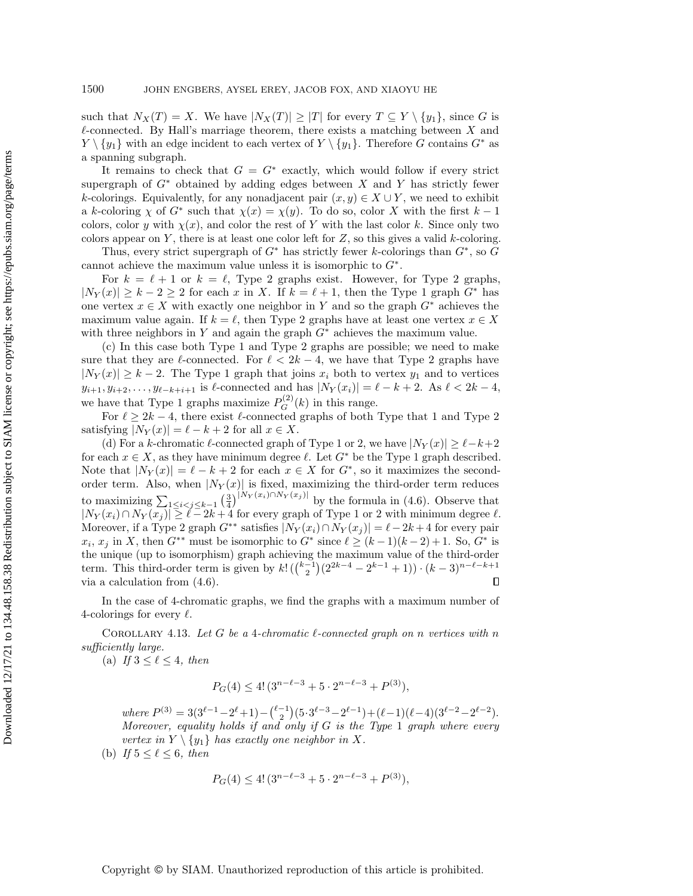such that $N_X(T) = X$. We have $|N_X(T)| \geq |T|$ for every $T \subseteq Y \setminus \{y_1\}$, since $G$ is $\ell$-connected. By Hall's marriage theorem, there exists a matching between $X$ and $Y \setminus \{y_1\}$ with an edge incident to each vertex of $Y \setminus \{y_1\}$. Therefore $G$ contains $G^*$ as a spanning subgraph.

It remains to check that $G = G^*$ exactly, which would follow if every strict supergraph of $G^*$ obtained by adding edges between $X$ and $Y$ has strictly fewer $k$-colorings. Equivalently, for any nonadjacent pair $(x, y) \in X \cup Y$, we need to exhibit a $k$-coloring $\chi$ of $G^*$ such that $\chi(x) = \chi(y)$. To do so, color $X$ with the first $k-1$ colors, color $y$ with $\chi(x)$, and color the rest of $Y$ with the last color $k$. Since only two colors appear on $Y$, there is at least one color left for $Z$, so this gives a valid $k$-coloring.

Thus, every strict supergraph of $G^*$ has strictly fewer $k$-colorings than $G^*$, so $G$ cannot achieve the maximum value unless it is isomorphic to $G^*$.

For $k = \ell + 1$ or $k = \ell$, Type 2 graphs exist. However, for Type 2 graphs, $|N_Y(x)| \geq k - 2 \geq 2$ for each $x$ in $X$. If $k = \ell + 1$, then the Type 1 graph $G^*$ has one vertex $x \in X$ with exactly one neighbor in $Y$ and so the graph $G^*$ achieves the maximum value again. If $k = \ell$, then Type 2 graphs have at least one vertex $x \in X$ with three neighbors in $Y$ and again the graph $G^*$ achieves the maximum value.

(c) In this case both Type 1 and Type 2 graphs are possible; we need to make sure that they are $\ell$-connected. For $\ell < 2k - 4$, we have that Type 2 graphs have $|N_Y(x)| \geq k - 2$. The Type 1 graph that joins $x_i$ both to vertex $y_1$ and to vertices $y_{i+1}, y_{i+2}, \ldots, y_{\ell-k+i+1}$ is $\ell$-connected and has $|N_Y(x_i)| = \ell - k + 2$. As $\ell < 2k - 4$, we have that Type 1 graphs maximize $P_G^{(2)}(k)$ in this range.

For $\ell \geq 2k - 4$, there exist $\ell$-connected graphs of both Type that 1 and Type 2 satisfying $|N_Y(x)| = \ell - k + 2$ for all $x \in X$.

(d) For a $k$-chromatic $\ell$-connected graph of Type 1 or 2, we have $|N_Y(x)| \geq \ell - k + 2$ for each $x \in X$, as they have minimum degree $\ell$. Let $G^*$ be the Type 1 graph described. Note that $|N_Y(x)| = \ell - k + 2$ for each $x \in X$ for $G^*$, so it maximizes the second-order term. Also, when $|N_Y(x)|$ is fixed, maximizing the third-order term reduces to maximizing $\sum_{1 \leq i < j \leq k-1} \left(\frac{3}{4}\right)^{|N_Y(x_i) \cap N_Y(x_j)|}$ by the formula in (4.6). Observe that $|N_Y(x_i) \cap N_Y(x_j)| \geq \ell - 2k + 4$ for every graph of Type 1 or 2 with minimum degree $\ell$. Moreover, if a Type 2 graph $G^{**}$ satisfies $|N_Y(x_i) \cap N_Y(x_j)| = \ell - 2k + 4$ for every pair $x_i$, $x_j$ in $X$, then $G^{**}$ must be isomorphic to $G^*$ since $\ell \geq (k-1)(k-2) + 1$. So, $G^*$ is the unique (up to isomorphism) graph achieving the maximum value of the third-order term. This third-order term is given by $k!\,(\binom{k-1}{2}(2^{2k-4} - 2^{k-1} + 1)) \cdot (k-3)^{n-\ell-k+1}$ via a calculation from (4.6). $\square$

In the case of 4-chromatic graphs, we find the graphs with a maximum number of 4-colorings for every $\ell$.

**Corollary 4.13.** *Let $G$ be a 4-chromatic $\ell$-connected graph on $n$ vertices with $n$ sufficiently large.*

(a) *If $3 \leq \ell \leq 4$, then*

$$P_G(4) \leq 4!\,(3^{n-\ell-3} + 5 \cdot 2^{n-\ell-3} + P^{(3)}),$$

*where $P^{(3)} = 3(3^{\ell-1} - 2^{\ell} + 1) - \binom{\ell-1}{2}(5 \cdot 3^{\ell-3} - 2^{\ell-1}) + (\ell-1)(\ell-4)(3^{\ell-2} - 2^{\ell-2})$. Moreover, equality holds if and only if $G$ is the Type 1 graph where every vertex in $Y \setminus \{y_1\}$ has exactly one neighbor in $X$.*

(b) *If $5 \leq \ell \leq 6$, then*

$$P_G(4) \leq 4!\,(3^{n-\ell-3} + 5 \cdot 2^{n-\ell-3} + P^{(3)}),$$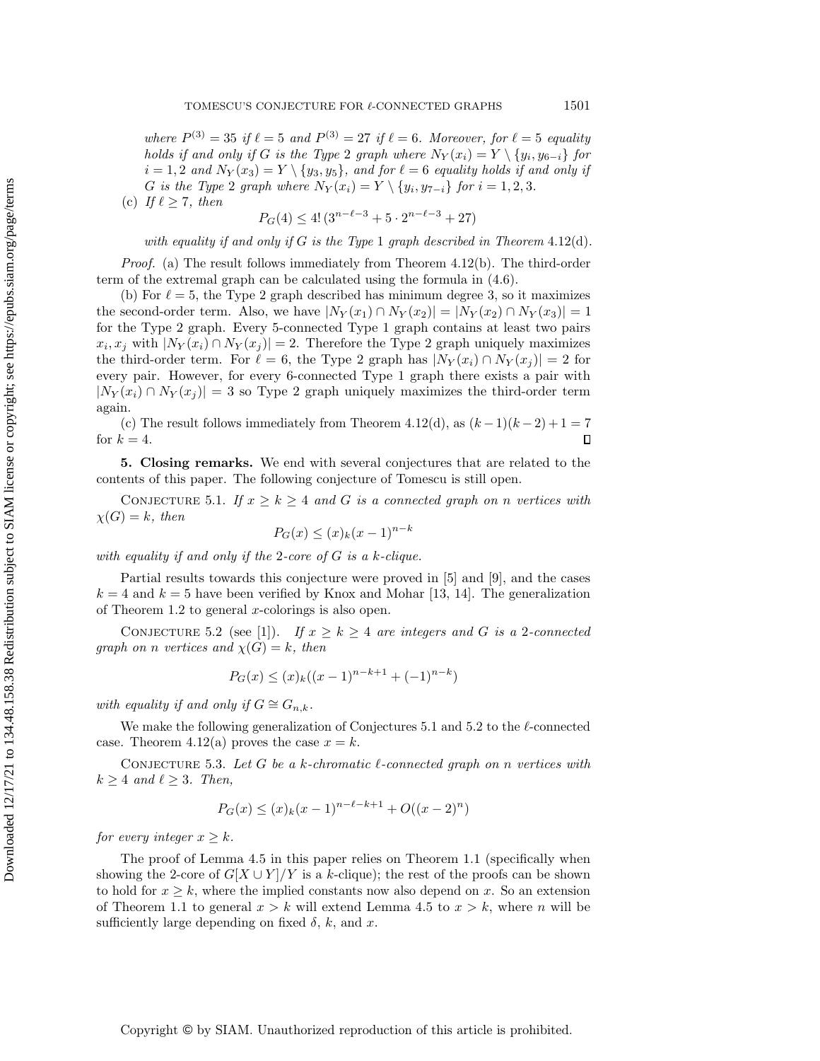*where* $P^{(3)} = 35$ *if* $\ell = 5$ *and* $P^{(3)} = 27$ *if* $\ell = 6$*. Moreover, for* $\ell = 5$ *equality holds if and only if* $G$ *is the Type* 2 *graph where* $N_Y(x_i) = Y \setminus \{y_i, y_{6-i}\}$ *for* $i = 1, 2$ *and* $N_Y(x_3) = Y \setminus \{y_3, y_5\}$*, and for* $\ell = 6$ *equality holds if and only if* $G$ *is the Type* 2 *graph where* $N_Y(x_i) = Y \setminus \{y_i, y_{7-i}\}$ *for* $i = 1, 2, 3$.

(c) *If* $\ell \geq 7$*, then*

$$P_G(4) \leq 4!\,(3^{n-\ell-3} + 5 \cdot 2^{n-\ell-3} + 27)$$

*with equality if and only if* $G$ *is the Type* 1 *graph described in Theorem* 4.12(d).

*Proof.* (a) The result follows immediately from Theorem 4.12(b). The third-order term of the extremal graph can be calculated using the formula in (4.6).

(b) For $\ell = 5$, the Type 2 graph described has minimum degree 3, so it maximizes the second-order term. Also, we have $|N_Y(x_1) \cap N_Y(x_2)| = |N_Y(x_2) \cap N_Y(x_3)| = 1$ for the Type 2 graph. Every 5-connected Type 1 graph contains at least two pairs $x_i, x_j$ with $|N_Y(x_i) \cap N_Y(x_j)| = 2$. Therefore the Type 2 graph uniquely maximizes the third-order term. For $\ell = 6$, the Type 2 graph has $|N_Y(x_i) \cap N_Y(x_j)| = 2$ for every pair. However, for every 6-connected Type 1 graph there exists a pair with $|N_Y(x_i) \cap N_Y(x_j)| = 3$ so Type 2 graph uniquely maximizes the third-order term again.

(c) The result follows immediately from Theorem 4.12(d), as $(k-1)(k-2)+1 = 7$ for $k = 4$. ∎

## 5. Closing remarks.

We end with several conjectures that are related to the contents of this paper. The following conjecture of Tomescu is still open.

Conjecture 5.1. *If* $x \geq k \geq 4$ *and* $G$ *is a connected graph on* $n$ *vertices with* $\chi(G) = k$*, then*

$$P_G(x) \leq (x)_k(x-1)^{n-k}$$

*with equality if and only if the* 2*-core of* $G$ *is a* $k$*-clique.*

Partial results towards this conjecture were proved in [5] and [9], and the cases $k = 4$ and $k = 5$ have been verified by Knox and Mohar [13, 14]. The generalization of Theorem 1.2 to general $x$-colorings is also open.

Conjecture 5.2 (see [1]). *If* $x \geq k \geq 4$ *are integers and* $G$ *is a* 2*-connected graph on* $n$ *vertices and* $\chi(G) = k$*, then*

$$P_G(x) \leq (x)_k((x-1)^{n-k+1} + (-1)^{n-k})$$

*with equality if and only if* $G \cong G_{n,k}$.

We make the following generalization of Conjectures 5.1 and 5.2 to the $\ell$-connected case. Theorem 4.12(a) proves the case $x = k$.

Conjecture 5.3. *Let* $G$ *be a* $k$*-chromatic* $\ell$*-connected graph on* $n$ *vertices with* $k \geq 4$ *and* $\ell \geq 3$*. Then,*

$$P_G(x) \leq (x)_k(x-1)^{n-\ell-k+1} + O((x-2)^n)$$

*for every integer* $x \geq k$.

The proof of Lemma 4.5 in this paper relies on Theorem 1.1 (specifically when showing the 2-core of $G[X \cup Y]/Y$ is a $k$-clique); the rest of the proofs can be shown to hold for $x \geq k$, where the implied constants now also depend on $x$. So an extension of Theorem 1.1 to general $x > k$ will extend Lemma 4.5 to $x > k$, where $n$ will be sufficiently large depending on fixed $\delta$, $k$, and $x$.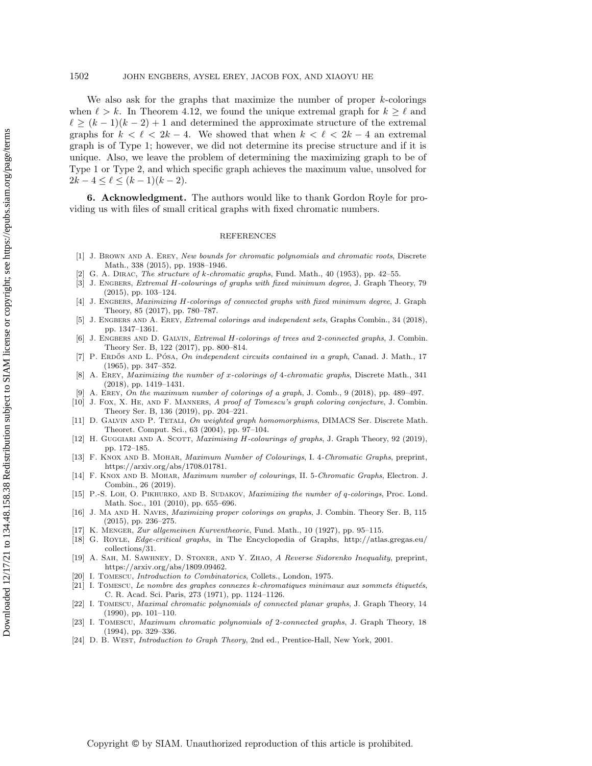We also ask for the graphs that maximize the number of proper $k$-colorings when $\ell > k$. In Theorem 4.12, we found the unique extremal graph for $k \geq \ell$ and $\ell \geq (k-1)(k-2)+1$ and determined the approximate structure of the extremal graphs for $k < \ell < 2k-4$. We showed that when $k < \ell < 2k-4$ an extremal graph is of Type 1; however, we did not determine its precise structure and if it is unique. Also, we leave the problem of determining the maximizing graph to be of Type 1 or Type 2, and which specific graph achieves the maximum value, unsolved for $2k-4 \leq \ell \leq (k-1)(k-2)$.

**6. Acknowledgment.** The authors would like to thank Gordon Royle for providing us with files of small critical graphs with fixed chromatic numbers.

## REFERENCES

[1] J. Brown and A. Erey, *New bounds for chromatic polynomials and chromatic roots*, Discrete Math., 338 (2015), pp. 1938–1946.

[2] G. A. Dirac, *The structure of k-chromatic graphs*, Fund. Math., 40 (1953), pp. 42–55.

[3] J. Engbers, *Extremal H-colourings of graphs with fixed minimum degree*, J. Graph Theory, 79 (2015), pp. 103–124.

[4] J. Engbers, *Maximizing H-colorings of connected graphs with fixed minimum degree*, J. Graph Theory, 85 (2017), pp. 780–787.

[5] J. Engbers and A. Erey, *Extremal colorings and independent sets*, Graphs Combin., 34 (2018), pp. 1347–1361.

[6] J. Engbers and D. Galvin, *Extremal H-colorings of trees and 2-connected graphs*, J. Combin. Theory Ser. B, 122 (2017), pp. 800–814.

[7] P. Erdős and L. Pósa, *On independent circuits contained in a graph*, Canad. J. Math., 17 (1965), pp. 347–352.

[8] A. Erey, *Maximizing the number of x-colorings of 4-chromatic graphs*, Discrete Math., 341 (2018), pp. 1419–1431.

[9] A. Erey, *On the maximum number of colorings of a graph*, J. Comb., 9 (2018), pp. 489–497.

[10] J. Fox, X. He, and F. Manners, *A proof of Tomescu's graph coloring conjecture*, J. Combin. Theory Ser. B, 136 (2019), pp. 204–221.

[11] D. Galvin and P. Tetali, *On weighted graph homomorphisms*, DIMACS Ser. Discrete Math. Theoret. Comput. Sci., 63 (2004), pp. 97–104.

[12] H. Guggiari and A. Scott, *Maximising H-colourings of graphs*, J. Graph Theory, 92 (2019), pp. 172–185.

[13] F. Knox and B. Mohar, *Maximum Number of Colourings*, I. *4-Chromatic Graphs*, preprint, https://arxiv.org/abs/1708.01781.

[14] F. Knox and B. Mohar, *Maximum number of colourings*, II. *5-Chromatic Graphs*, Electron. J. Combin., 26 (2019).

[15] P.-S. Loh, O. Pikhurko, and B. Sudakov, *Maximizing the number of q-colorings*, Proc. Lond. Math. Soc., 101 (2010), pp. 655–696.

[16] J. Ma and H. Naves, *Maximizing proper colorings on graphs*, J. Combin. Theory Ser. B, 115 (2015), pp. 236–275.

[17] K. Menger, *Zur allgemeinen Kurventheorie*, Fund. Math., 10 (1927), pp. 95–115.

[18] G. Royle, *Edge-critical graphs*, in The Encyclopedia of Graphs, http://atlas.gregas.eu/collections/31.

[19] A. Sah, M. Sawhney, D. Stoner, and Y. Zhao, *A Reverse Sidorenko Inequality*, preprint, https://arxiv.org/abs/1809.09462.

[20] I. Tomescu, *Introduction to Combinatorics*, Collets., London, 1975.

[21] I. Tomescu, *Le nombre des graphes connexes k-chromatiques minimaux aux sommets étiquetés*, C. R. Acad. Sci. Paris, 273 (1971), pp. 1124–1126.

[22] I. Tomescu, *Maximal chromatic polynomials of connected planar graphs*, J. Graph Theory, 14 (1990), pp. 101–110.

[23] I. Tomescu, *Maximum chromatic polynomials of 2-connected graphs*, J. Graph Theory, 18 (1994), pp. 329–336.

[24] D. B. West, *Introduction to Graph Theory*, 2nd ed., Prentice-Hall, New York, 2001.